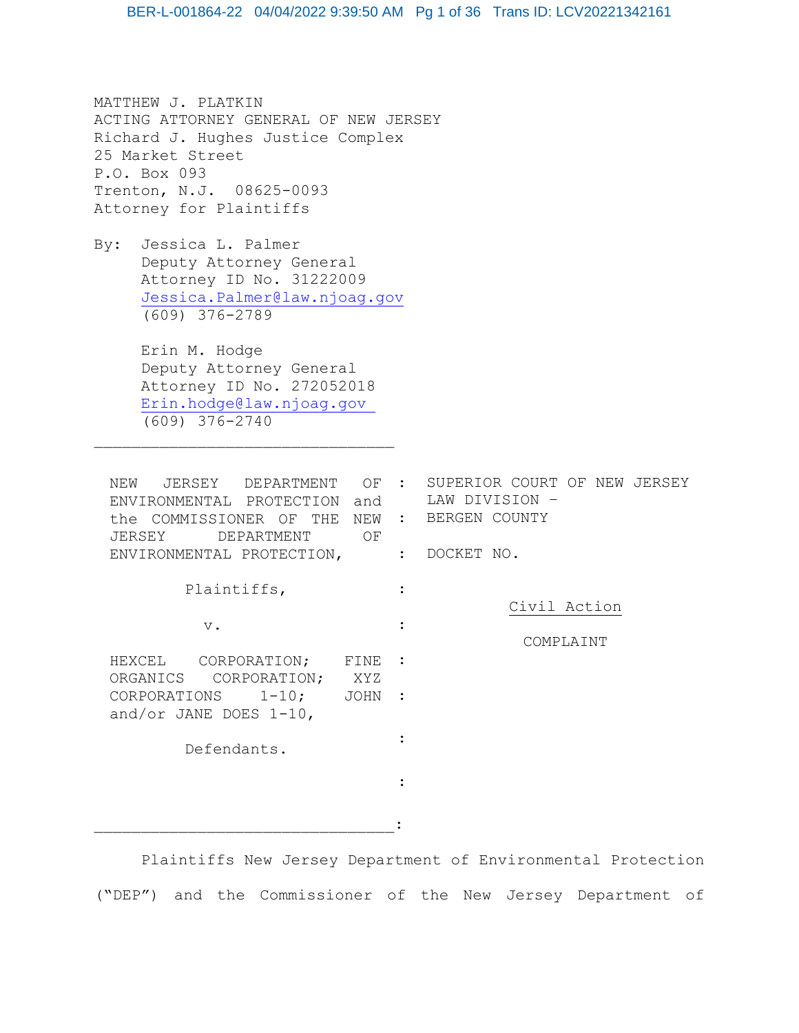MATTHEW J. PLATKIN
ACTING ATTORNEY GENERAL OF NEW JERSEY
Richard J. Hughes Justice Complex
25 Market Street
P.O. Box 093
Trenton, N.J. 08625-0093
Attorney for Plaintiffs

By: Jessica L. Palmer
Deputy Attorney General
Attorney ID No. 31222009
Jessica.Palmer@law.njoag.gov
(609) 376-2789

Erin M. Hodge
Deputy Attorney General
Attorney ID No. 272052018
Erin.hodge@law.njoag.gov
(609) 376-2740

| | |
|---|---|
| NEW JERSEY DEPARTMENT OF ENVIRONMENTAL PROTECTION and the COMMISSIONER OF THE NEW JERSEY DEPARTMENT OF ENVIRONMENTAL PROTECTION, | SUPERIOR COURT OF NEW JERSEY LAW DIVISION – BERGEN COUNTY |
| Plaintiffs, | DOCKET NO. |
| v. | Civil Action |
| HEXCEL CORPORATION; FINE ORGANICS CORPORATION; XYZ CORPORATIONS 1-10; JOHN and/or JANE DOES 1-10, | COMPLAINT |
| Defendants. | |

Plaintiffs New Jersey Department of Environmental Protection ("DEP") and the Commissioner of the New Jersey Department of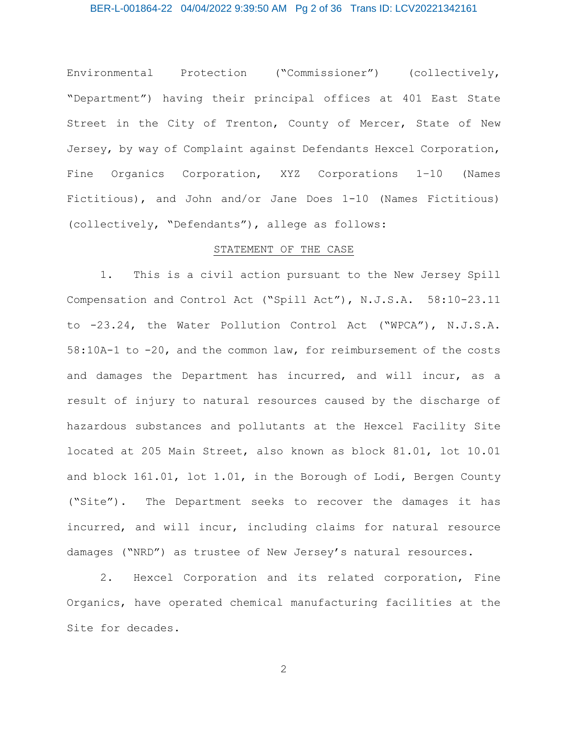Environmental Protection ("Commissioner") (collectively, "Department") having their principal offices at 401 East State Street in the City of Trenton, County of Mercer, State of New Jersey, by way of Complaint against Defendants Hexcel Corporation, Fine Organics Corporation, XYZ Corporations 1-10 (Names Fictitious), and John and/or Jane Does 1-10 (Names Fictitious) (collectively, "Defendants"), allege as follows:

## STATEMENT OF THE CASE

1. This is a civil action pursuant to the New Jersey Spill Compensation and Control Act ("Spill Act"), N.J.S.A. 58:10-23.11 to -23.24, the Water Pollution Control Act ("WPCA"), N.J.S.A. 58:10A-1 to -20, and the common law, for reimbursement of the costs and damages the Department has incurred, and will incur, as a result of injury to natural resources caused by the discharge of hazardous substances and pollutants at the Hexcel Facility Site located at 205 Main Street, also known as block 81.01, lot 10.01 and block 161.01, lot 1.01, in the Borough of Lodi, Bergen County ("Site"). The Department seeks to recover the damages it has incurred, and will incur, including claims for natural resource damages ("NRD") as trustee of New Jersey's natural resources.

2. Hexcel Corporation and its related corporation, Fine Organics, have operated chemical manufacturing facilities at the Site for decades.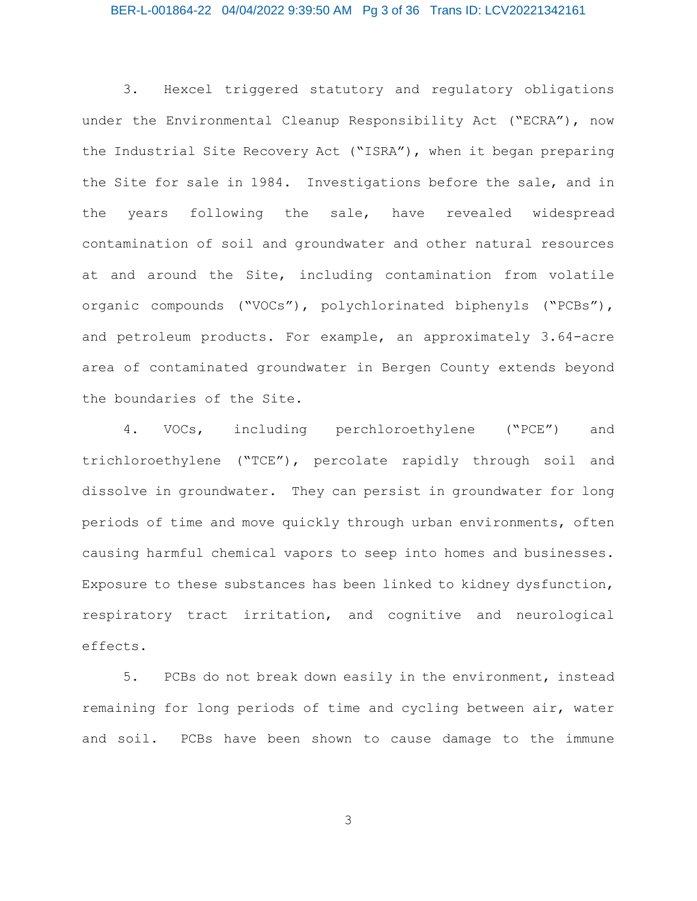3. Hexcel triggered statutory and regulatory obligations under the Environmental Cleanup Responsibility Act ("ECRA"), now the Industrial Site Recovery Act ("ISRA"), when it began preparing the Site for sale in 1984. Investigations before the sale, and in the years following the sale, have revealed widespread contamination of soil and groundwater and other natural resources at and around the Site, including contamination from volatile organic compounds ("VOCs"), polychlorinated biphenyls ("PCBs"), and petroleum products. For example, an approximately 3.64-acre area of contaminated groundwater in Bergen County extends beyond the boundaries of the Site.

4. VOCs, including perchloroethylene ("PCE") and trichloroethylene ("TCE"), percolate rapidly through soil and dissolve in groundwater. They can persist in groundwater for long periods of time and move quickly through urban environments, often causing harmful chemical vapors to seep into homes and businesses. Exposure to these substances has been linked to kidney dysfunction, respiratory tract irritation, and cognitive and neurological effects.

5. PCBs do not break down easily in the environment, instead remaining for long periods of time and cycling between air, water and soil. PCBs have been shown to cause damage to the immune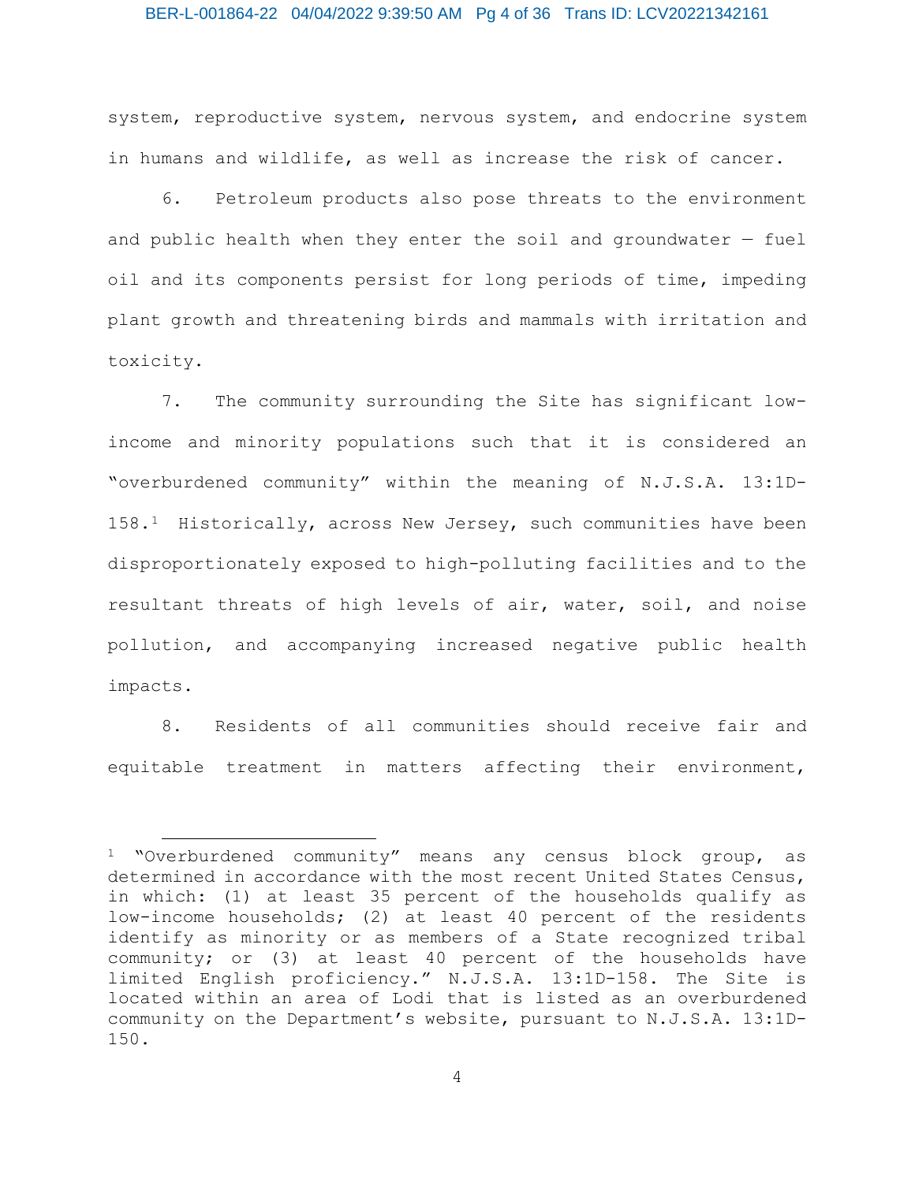system, reproductive system, nervous system, and endocrine system in humans and wildlife, as well as increase the risk of cancer.

6. Petroleum products also pose threats to the environment and public health when they enter the soil and groundwater — fuel oil and its components persist for long periods of time, impeding plant growth and threatening birds and mammals with irritation and toxicity.

7. The community surrounding the Site has significant low-income and minority populations such that it is considered an "overburdened community" within the meaning of N.J.S.A. 13:1D-158.[1] Historically, across New Jersey, such communities have been disproportionately exposed to high-polluting facilities and to the resultant threats of high levels of air, water, soil, and noise pollution, and accompanying increased negative public health impacts.

8. Residents of all communities should receive fair and equitable treatment in matters affecting their environment,

---

[1] "Overburdened community" means any census block group, as determined in accordance with the most recent United States Census, in which: (1) at least 35 percent of the households qualify as low-income households; (2) at least 40 percent of the residents identify as minority or as members of a State recognized tribal community; or (3) at least 40 percent of the households have limited English proficiency." N.J.S.A. 13:1D-158. The Site is located within an area of Lodi that is listed as an overburdened community on the Department's website, pursuant to N.J.S.A. 13:1D-150.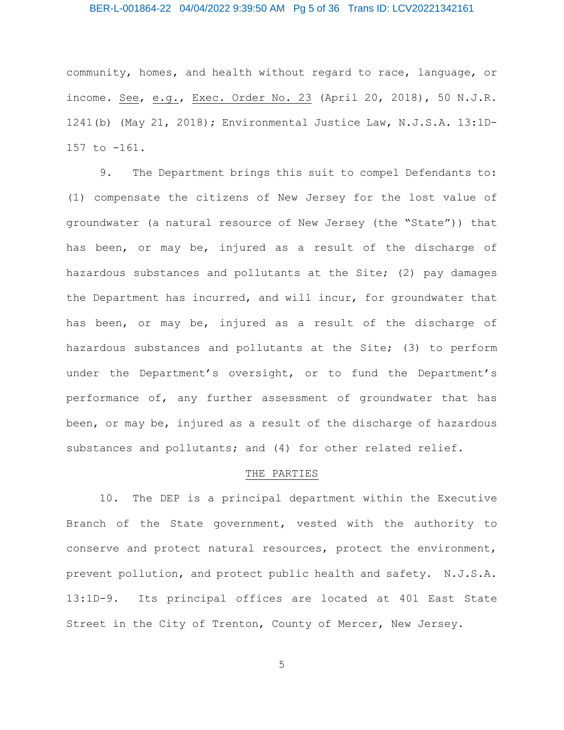community, homes, and health without regard to race, language, or income. See, e.g., Exec. Order No. 23 (April 20, 2018), 50 N.J.R. 1241(b) (May 21, 2018); Environmental Justice Law, N.J.S.A. 13:1D-157 to -161.

9. The Department brings this suit to compel Defendants to: (1) compensate the citizens of New Jersey for the lost value of groundwater (a natural resource of New Jersey (the "State")) that has been, or may be, injured as a result of the discharge of hazardous substances and pollutants at the Site; (2) pay damages the Department has incurred, and will incur, for groundwater that has been, or may be, injured as a result of the discharge of hazardous substances and pollutants at the Site; (3) to perform under the Department's oversight, or to fund the Department's performance of, any further assessment of groundwater that has been, or may be, injured as a result of the discharge of hazardous substances and pollutants; and (4) for other related relief.

## THE PARTIES

10. The DEP is a principal department within the Executive Branch of the State government, vested with the authority to conserve and protect natural resources, protect the environment, prevent pollution, and protect public health and safety. N.J.S.A. 13:1D-9. Its principal offices are located at 401 East State Street in the City of Trenton, County of Mercer, New Jersey.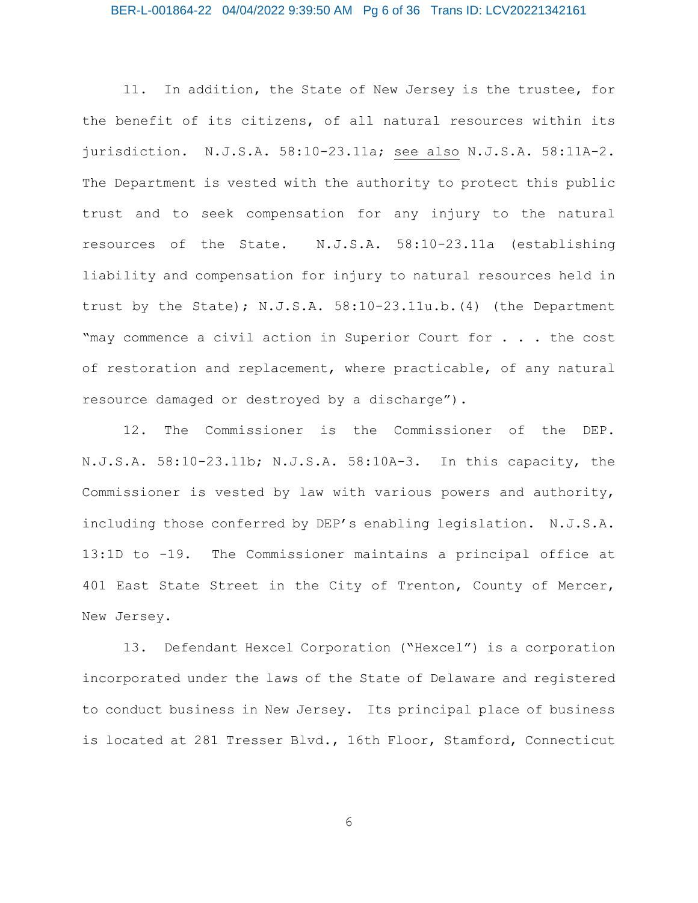11. In addition, the State of New Jersey is the trustee, for the benefit of its citizens, of all natural resources within its jurisdiction. N.J.S.A. 58:10-23.11a; see also N.J.S.A. 58:11A-2. The Department is vested with the authority to protect this public trust and to seek compensation for any injury to the natural resources of the State. N.J.S.A. 58:10-23.11a (establishing liability and compensation for injury to natural resources held in trust by the State); N.J.S.A. 58:10-23.11u.b.(4) (the Department "may commence a civil action in Superior Court for . . . the cost of restoration and replacement, where practicable, of any natural resource damaged or destroyed by a discharge").

12. The Commissioner is the Commissioner of the DEP. N.J.S.A. 58:10-23.11b; N.J.S.A. 58:10A-3. In this capacity, the Commissioner is vested by law with various powers and authority, including those conferred by DEP's enabling legislation. N.J.S.A. 13:1D to -19. The Commissioner maintains a principal office at 401 East State Street in the City of Trenton, County of Mercer, New Jersey.

13. Defendant Hexcel Corporation ("Hexcel") is a corporation incorporated under the laws of the State of Delaware and registered to conduct business in New Jersey. Its principal place of business is located at 281 Tresser Blvd., 16th Floor, Stamford, Connecticut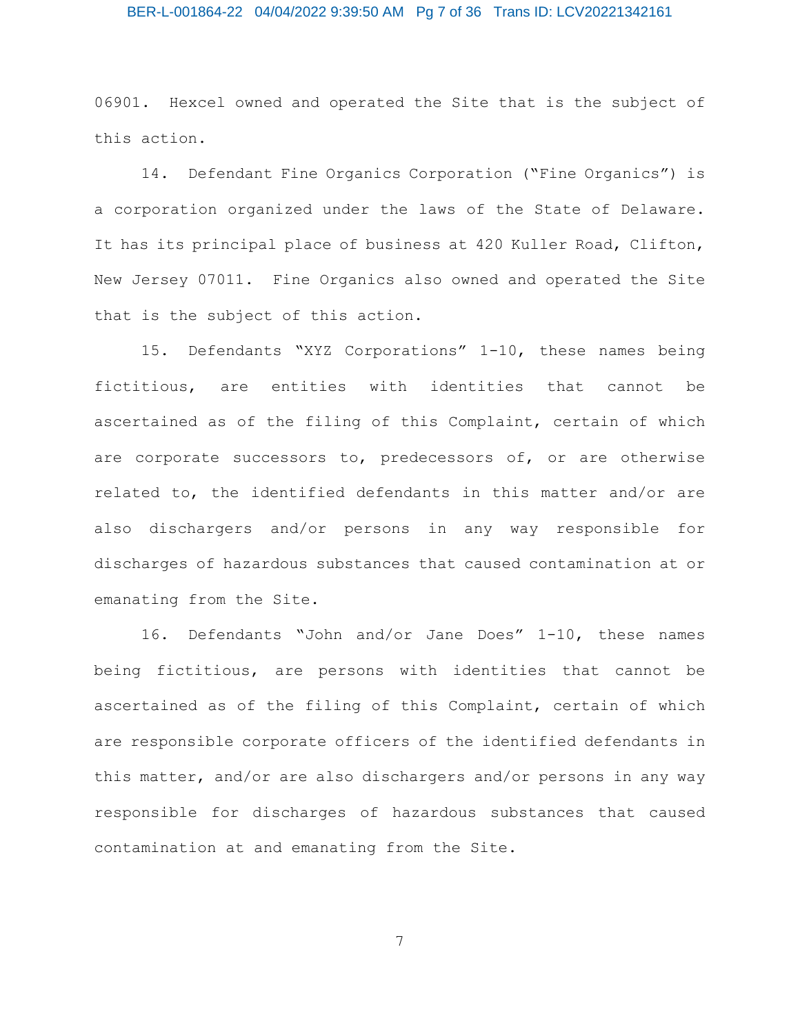06901. Hexcel owned and operated the Site that is the subject of this action.

14. Defendant Fine Organics Corporation ("Fine Organics") is a corporation organized under the laws of the State of Delaware. It has its principal place of business at 420 Kuller Road, Clifton, New Jersey 07011. Fine Organics also owned and operated the Site that is the subject of this action.

15. Defendants "XYZ Corporations" 1-10, these names being fictitious, are entities with identities that cannot be ascertained as of the filing of this Complaint, certain of which are corporate successors to, predecessors of, or are otherwise related to, the identified defendants in this matter and/or are also dischargers and/or persons in any way responsible for discharges of hazardous substances that caused contamination at or emanating from the Site.

16. Defendants "John and/or Jane Does" 1-10, these names being fictitious, are persons with identities that cannot be ascertained as of the filing of this Complaint, certain of which are responsible corporate officers of the identified defendants in this matter, and/or are also dischargers and/or persons in any way responsible for discharges of hazardous substances that caused contamination at and emanating from the Site.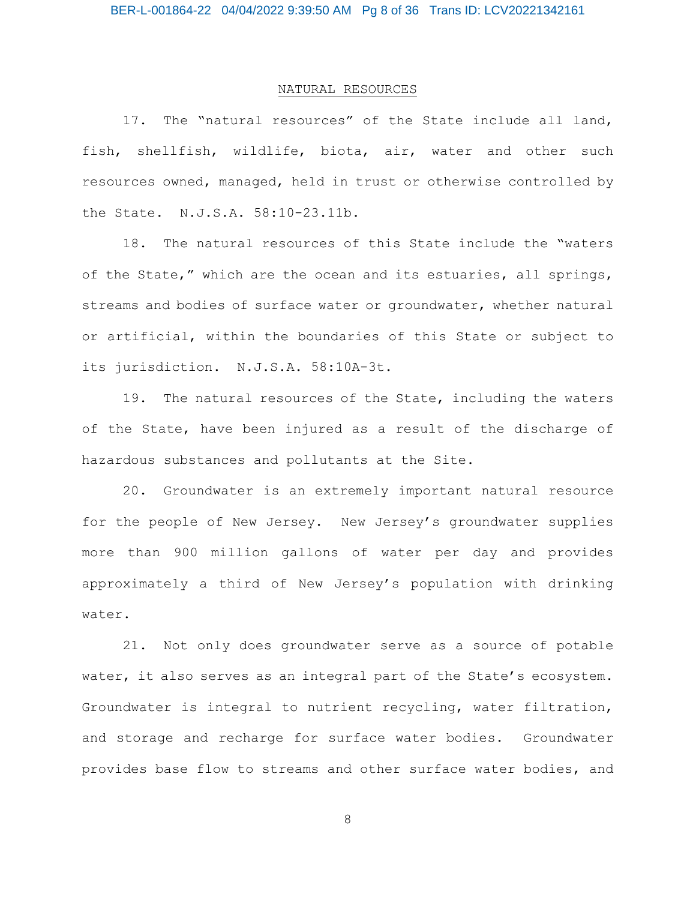## NATURAL RESOURCES

17. The "natural resources" of the State include all land, fish, shellfish, wildlife, biota, air, water and other such resources owned, managed, held in trust or otherwise controlled by the State. N.J.S.A. 58:10-23.11b.

18. The natural resources of this State include the "waters of the State," which are the ocean and its estuaries, all springs, streams and bodies of surface water or groundwater, whether natural or artificial, within the boundaries of this State or subject to its jurisdiction. N.J.S.A. 58:10A-3t.

19. The natural resources of the State, including the waters of the State, have been injured as a result of the discharge of hazardous substances and pollutants at the Site.

20. Groundwater is an extremely important natural resource for the people of New Jersey. New Jersey's groundwater supplies more than 900 million gallons of water per day and provides approximately a third of New Jersey's population with drinking water.

21. Not only does groundwater serve as a source of potable water, it also serves as an integral part of the State's ecosystem. Groundwater is integral to nutrient recycling, water filtration, and storage and recharge for surface water bodies. Groundwater provides base flow to streams and other surface water bodies, and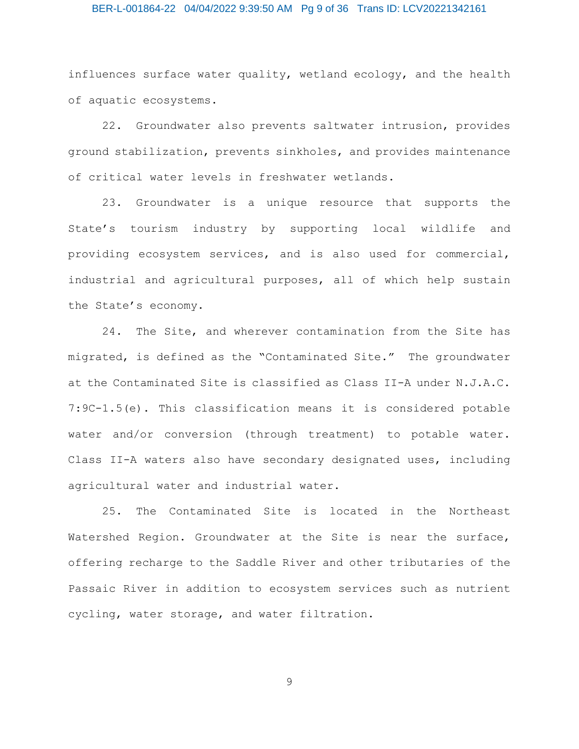influences surface water quality, wetland ecology, and the health of aquatic ecosystems.

22. Groundwater also prevents saltwater intrusion, provides ground stabilization, prevents sinkholes, and provides maintenance of critical water levels in freshwater wetlands.

23. Groundwater is a unique resource that supports the State's tourism industry by supporting local wildlife and providing ecosystem services, and is also used for commercial, industrial and agricultural purposes, all of which help sustain the State's economy.

24. The Site, and wherever contamination from the Site has migrated, is defined as the "Contaminated Site." The groundwater at the Contaminated Site is classified as Class II-A under N.J.A.C. 7:9C-1.5(e). This classification means it is considered potable water and/or conversion (through treatment) to potable water. Class II-A waters also have secondary designated uses, including agricultural water and industrial water.

25. The Contaminated Site is located in the Northeast Watershed Region. Groundwater at the Site is near the surface, offering recharge to the Saddle River and other tributaries of the Passaic River in addition to ecosystem services such as nutrient cycling, water storage, and water filtration.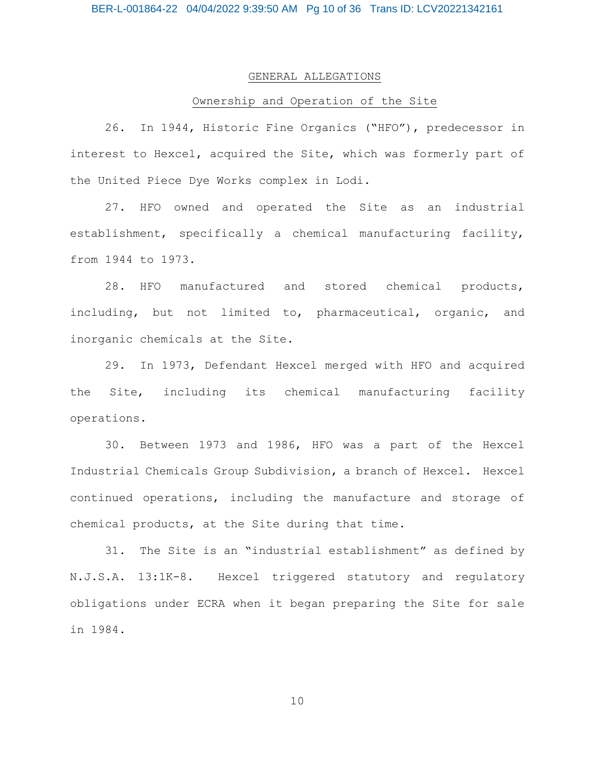GENERAL ALLEGATIONS

Ownership and Operation of the Site

26. In 1944, Historic Fine Organics ("HFO"), predecessor in interest to Hexcel, acquired the Site, which was formerly part of the United Piece Dye Works complex in Lodi.

27. HFO owned and operated the Site as an industrial establishment, specifically a chemical manufacturing facility, from 1944 to 1973.

28. HFO manufactured and stored chemical products, including, but not limited to, pharmaceutical, organic, and inorganic chemicals at the Site.

29. In 1973, Defendant Hexcel merged with HFO and acquired the Site, including its chemical manufacturing facility operations.

30. Between 1973 and 1986, HFO was a part of the Hexcel Industrial Chemicals Group Subdivision, a branch of Hexcel. Hexcel continued operations, including the manufacture and storage of chemical products, at the Site during that time.

31. The Site is an "industrial establishment" as defined by N.J.S.A. 13:1K-8. Hexcel triggered statutory and regulatory obligations under ECRA when it began preparing the Site for sale in 1984.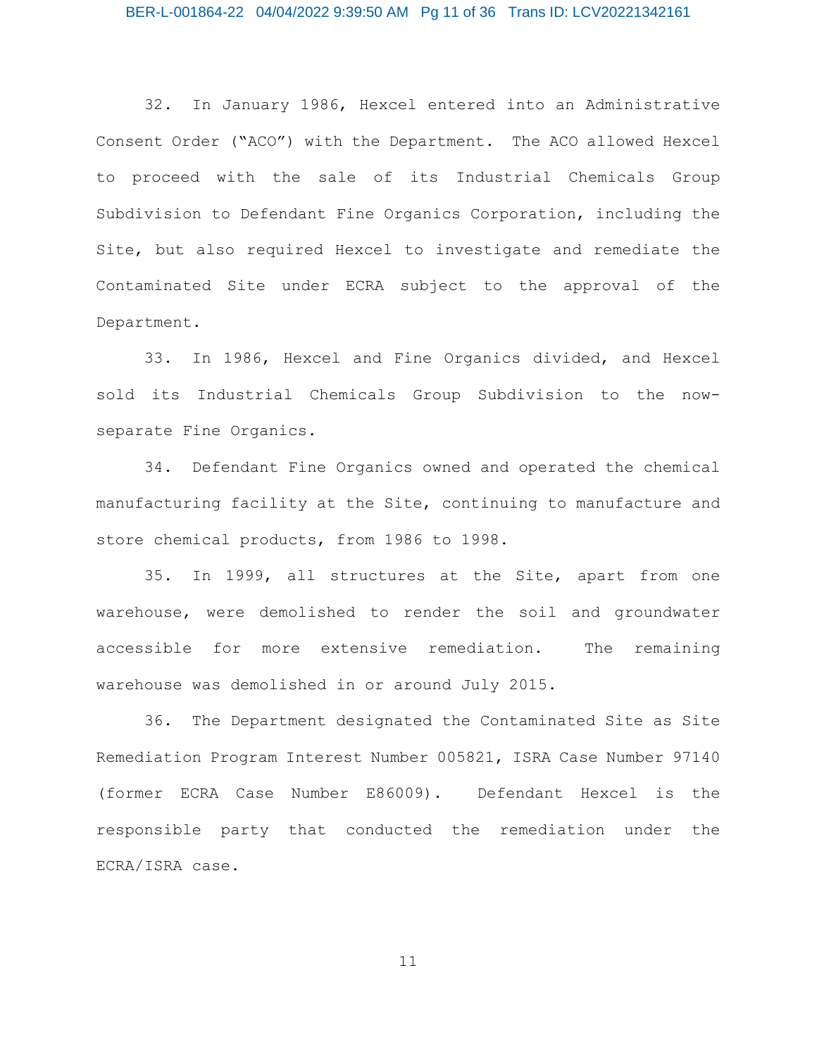32. In January 1986, Hexcel entered into an Administrative Consent Order ("ACO") with the Department. The ACO allowed Hexcel to proceed with the sale of its Industrial Chemicals Group Subdivision to Defendant Fine Organics Corporation, including the Site, but also required Hexcel to investigate and remediate the Contaminated Site under ECRA subject to the approval of the Department.

33. In 1986, Hexcel and Fine Organics divided, and Hexcel sold its Industrial Chemicals Group Subdivision to the now-separate Fine Organics.

34. Defendant Fine Organics owned and operated the chemical manufacturing facility at the Site, continuing to manufacture and store chemical products, from 1986 to 1998.

35. In 1999, all structures at the Site, apart from one warehouse, were demolished to render the soil and groundwater accessible for more extensive remediation. The remaining warehouse was demolished in or around July 2015.

36. The Department designated the Contaminated Site as Site Remediation Program Interest Number 005821, ISRA Case Number 97140 (former ECRA Case Number E86009). Defendant Hexcel is the responsible party that conducted the remediation under the ECRA/ISRA case.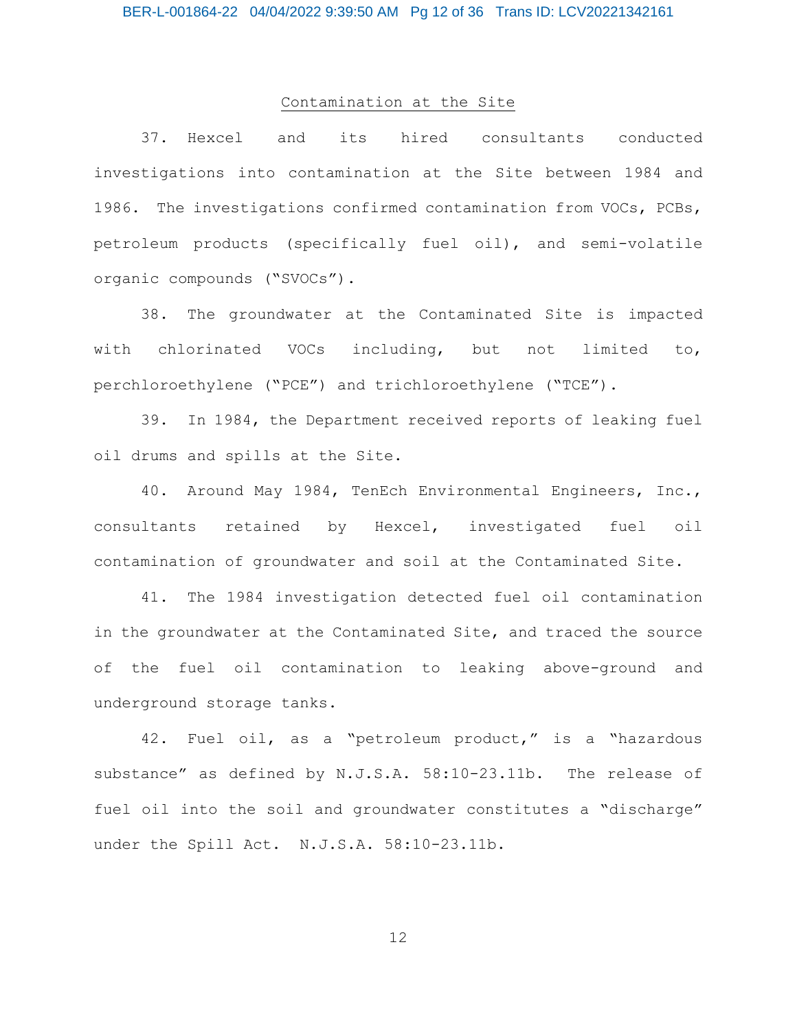## Contamination at the Site

37. Hexcel and its hired consultants conducted investigations into contamination at the Site between 1984 and 1986. The investigations confirmed contamination from VOCs, PCBs, petroleum products (specifically fuel oil), and semi-volatile organic compounds ("SVOCs").

38. The groundwater at the Contaminated Site is impacted with chlorinated VOCs including, but not limited to, perchloroethylene ("PCE") and trichloroethylene ("TCE").

39. In 1984, the Department received reports of leaking fuel oil drums and spills at the Site.

40. Around May 1984, TenEch Environmental Engineers, Inc., consultants retained by Hexcel, investigated fuel oil contamination of groundwater and soil at the Contaminated Site.

41. The 1984 investigation detected fuel oil contamination in the groundwater at the Contaminated Site, and traced the source of the fuel oil contamination to leaking above-ground and underground storage tanks.

42. Fuel oil, as a "petroleum product," is a "hazardous substance" as defined by N.J.S.A. 58:10-23.11b. The release of fuel oil into the soil and groundwater constitutes a "discharge" under the Spill Act. N.J.S.A. 58:10-23.11b.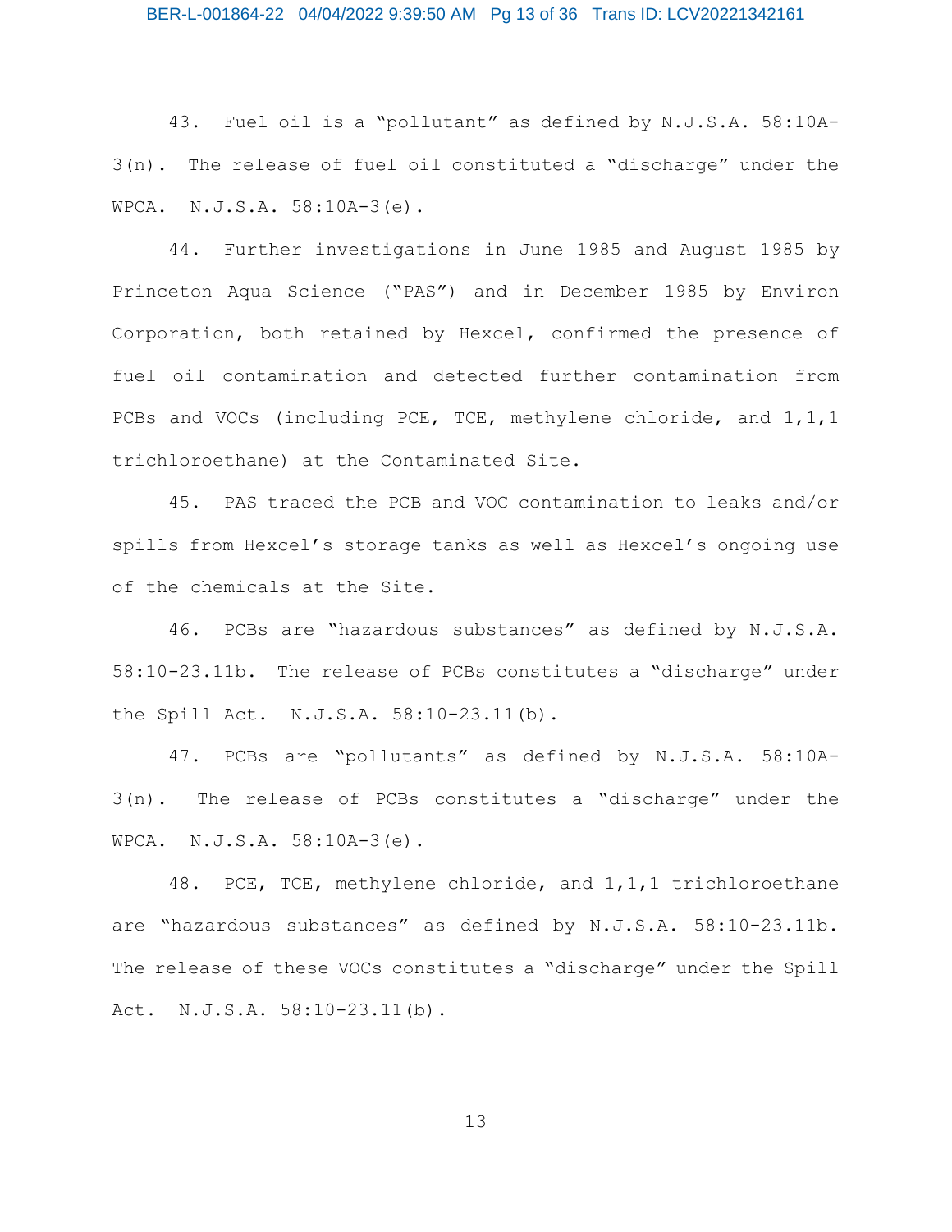43. Fuel oil is a "pollutant" as defined by N.J.S.A. 58:10A-3(n). The release of fuel oil constituted a "discharge" under the WPCA. N.J.S.A. 58:10A-3(e).

44. Further investigations in June 1985 and August 1985 by Princeton Aqua Science ("PAS") and in December 1985 by Environ Corporation, both retained by Hexcel, confirmed the presence of fuel oil contamination and detected further contamination from PCBs and VOCs (including PCE, TCE, methylene chloride, and 1,1,1 trichloroethane) at the Contaminated Site.

45. PAS traced the PCB and VOC contamination to leaks and/or spills from Hexcel's storage tanks as well as Hexcel's ongoing use of the chemicals at the Site.

46. PCBs are "hazardous substances" as defined by N.J.S.A. 58:10-23.11b. The release of PCBs constitutes a "discharge" under the Spill Act. N.J.S.A. 58:10-23.11(b).

47. PCBs are "pollutants" as defined by N.J.S.A. 58:10A-3(n). The release of PCBs constitutes a "discharge" under the WPCA. N.J.S.A. 58:10A-3(e).

48. PCE, TCE, methylene chloride, and 1,1,1 trichloroethane are "hazardous substances" as defined by N.J.S.A. 58:10-23.11b. The release of these VOCs constitutes a "discharge" under the Spill Act. N.J.S.A. 58:10-23.11(b).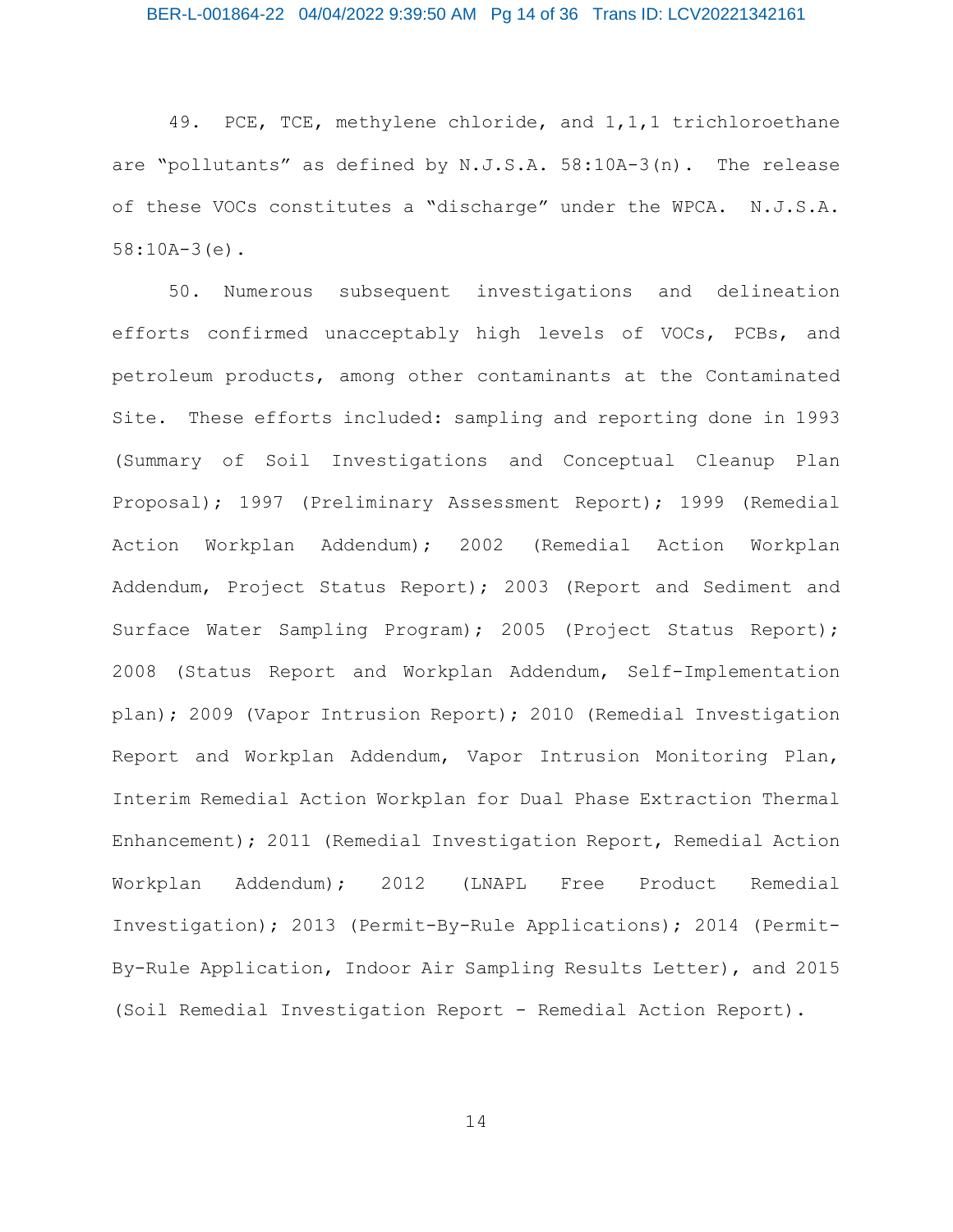49. PCE, TCE, methylene chloride, and 1,1,1 trichloroethane are "pollutants" as defined by N.J.S.A. 58:10A-3(n). The release of these VOCs constitutes a "discharge" under the WPCA. N.J.S.A. 58:10A-3(e).

50. Numerous subsequent investigations and delineation efforts confirmed unacceptably high levels of VOCs, PCBs, and petroleum products, among other contaminants at the Contaminated Site. These efforts included: sampling and reporting done in 1993 (Summary of Soil Investigations and Conceptual Cleanup Plan Proposal); 1997 (Preliminary Assessment Report); 1999 (Remedial Action Workplan Addendum); 2002 (Remedial Action Workplan Addendum, Project Status Report); 2003 (Report and Sediment and Surface Water Sampling Program); 2005 (Project Status Report); 2008 (Status Report and Workplan Addendum, Self-Implementation plan); 2009 (Vapor Intrusion Report); 2010 (Remedial Investigation Report and Workplan Addendum, Vapor Intrusion Monitoring Plan, Interim Remedial Action Workplan for Dual Phase Extraction Thermal Enhancement); 2011 (Remedial Investigation Report, Remedial Action Workplan Addendum); 2012 (LNAPL Free Product Remedial Investigation); 2013 (Permit-By-Rule Applications); 2014 (Permit-By-Rule Application, Indoor Air Sampling Results Letter), and 2015 (Soil Remedial Investigation Report - Remedial Action Report).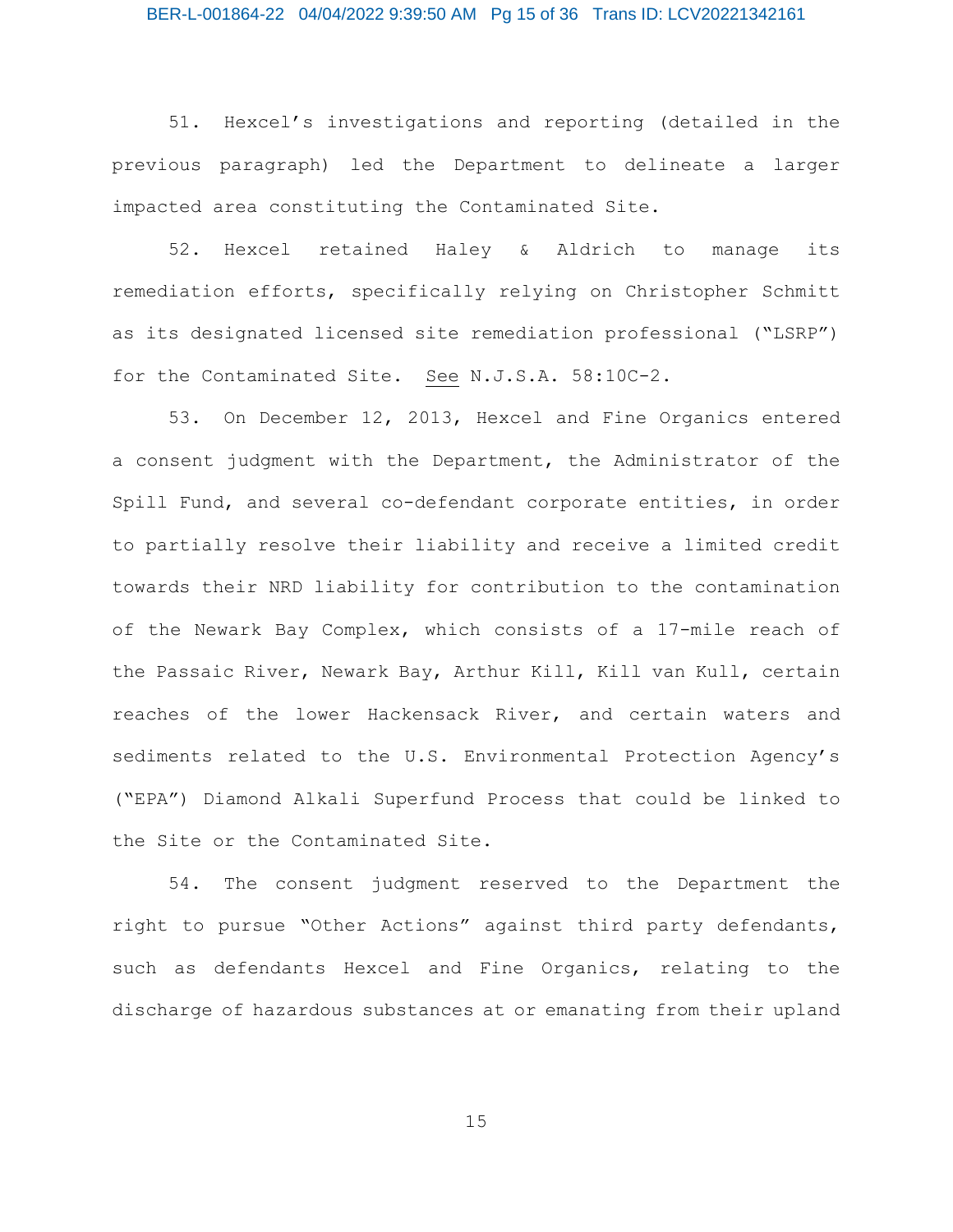51. Hexcel's investigations and reporting (detailed in the previous paragraph) led the Department to delineate a larger impacted area constituting the Contaminated Site.

52. Hexcel retained Haley & Aldrich to manage its remediation efforts, specifically relying on Christopher Schmitt as its designated licensed site remediation professional ("LSRP") for the Contaminated Site. See N.J.S.A. 58:10C-2.

53. On December 12, 2013, Hexcel and Fine Organics entered a consent judgment with the Department, the Administrator of the Spill Fund, and several co-defendant corporate entities, in order to partially resolve their liability and receive a limited credit towards their NRD liability for contribution to the contamination of the Newark Bay Complex, which consists of a 17-mile reach of the Passaic River, Newark Bay, Arthur Kill, Kill van Kull, certain reaches of the lower Hackensack River, and certain waters and sediments related to the U.S. Environmental Protection Agency's ("EPA") Diamond Alkali Superfund Process that could be linked to the Site or the Contaminated Site.

54. The consent judgment reserved to the Department the right to pursue "Other Actions" against third party defendants, such as defendants Hexcel and Fine Organics, relating to the discharge of hazardous substances at or emanating from their upland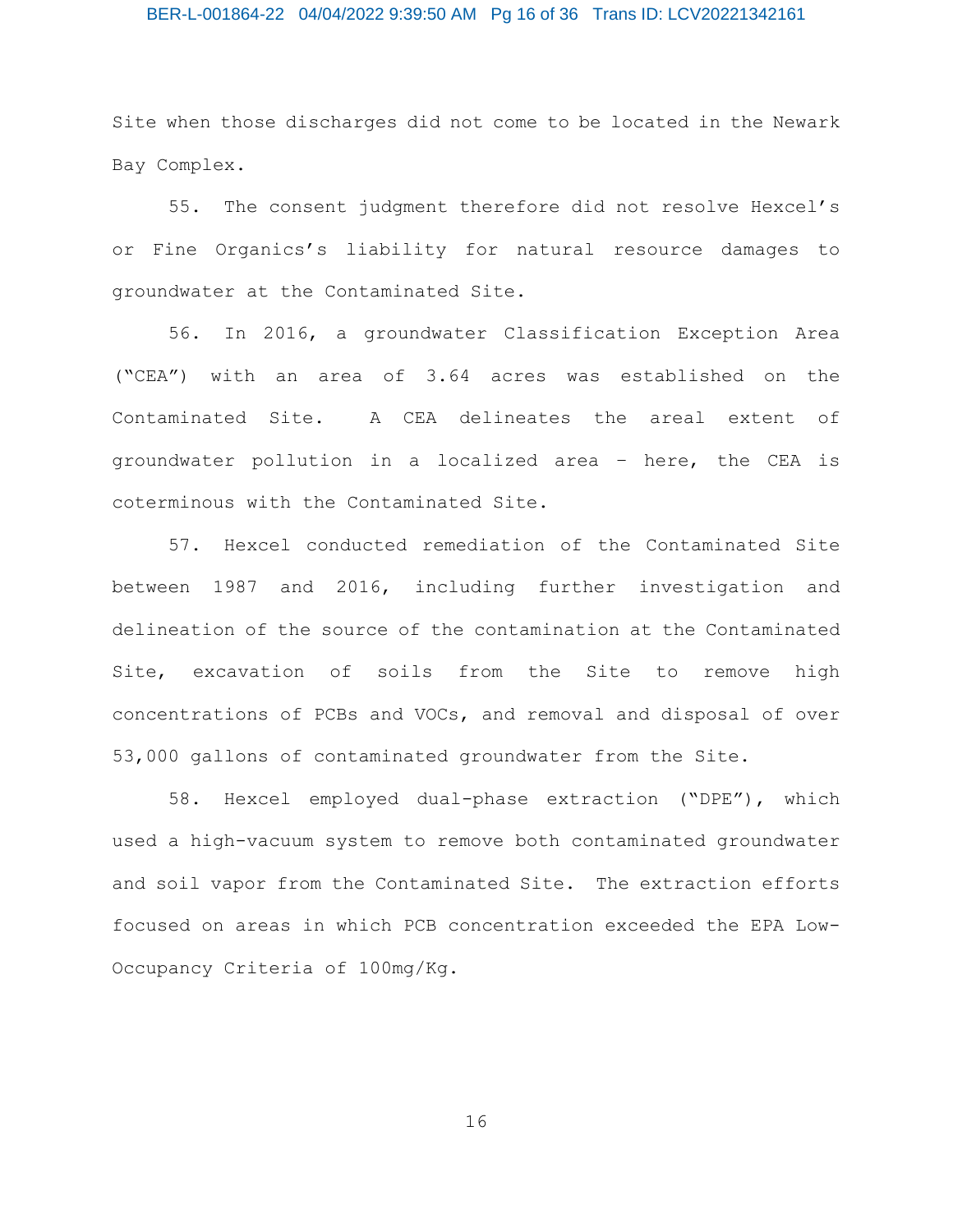Site when those discharges did not come to be located in the Newark Bay Complex.

55. The consent judgment therefore did not resolve Hexcel's or Fine Organics's liability for natural resource damages to groundwater at the Contaminated Site.

56. In 2016, a groundwater Classification Exception Area ("CEA") with an area of 3.64 acres was established on the Contaminated Site. A CEA delineates the areal extent of groundwater pollution in a localized area – here, the CEA is coterminous with the Contaminated Site.

57. Hexcel conducted remediation of the Contaminated Site between 1987 and 2016, including further investigation and delineation of the source of the contamination at the Contaminated Site, excavation of soils from the Site to remove high concentrations of PCBs and VOCs, and removal and disposal of over 53,000 gallons of contaminated groundwater from the Site.

58. Hexcel employed dual-phase extraction ("DPE"), which used a high-vacuum system to remove both contaminated groundwater and soil vapor from the Contaminated Site. The extraction efforts focused on areas in which PCB concentration exceeded the EPA Low-Occupancy Criteria of 100mg/Kg.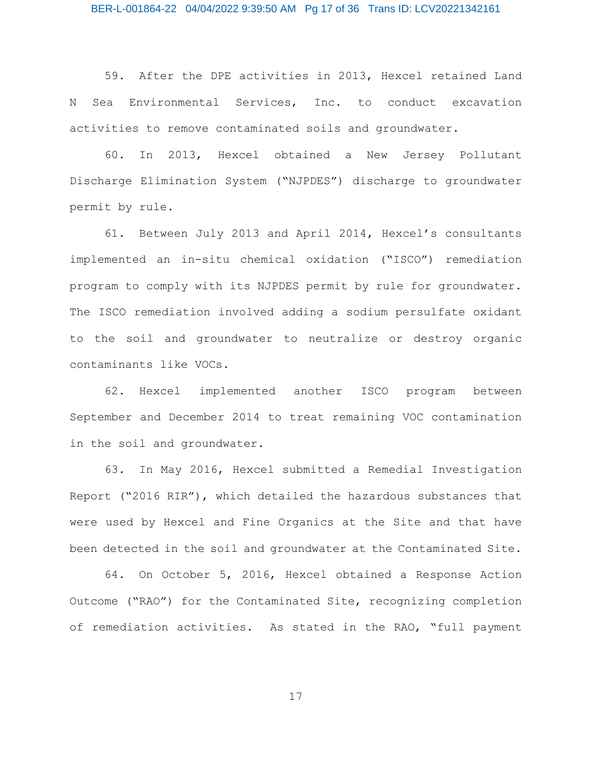59. After the DPE activities in 2013, Hexcel retained Land N Sea Environmental Services, Inc. to conduct excavation activities to remove contaminated soils and groundwater.

60. In 2013, Hexcel obtained a New Jersey Pollutant Discharge Elimination System ("NJPDES") discharge to groundwater permit by rule.

61. Between July 2013 and April 2014, Hexcel's consultants implemented an in-situ chemical oxidation ("ISCO") remediation program to comply with its NJPDES permit by rule for groundwater. The ISCO remediation involved adding a sodium persulfate oxidant to the soil and groundwater to neutralize or destroy organic contaminants like VOCs.

62. Hexcel implemented another ISCO program between September and December 2014 to treat remaining VOC contamination in the soil and groundwater.

63. In May 2016, Hexcel submitted a Remedial Investigation Report ("2016 RIR"), which detailed the hazardous substances that were used by Hexcel and Fine Organics at the Site and that have been detected in the soil and groundwater at the Contaminated Site.

64. On October 5, 2016, Hexcel obtained a Response Action Outcome ("RAO") for the Contaminated Site, recognizing completion of remediation activities. As stated in the RAO, "full payment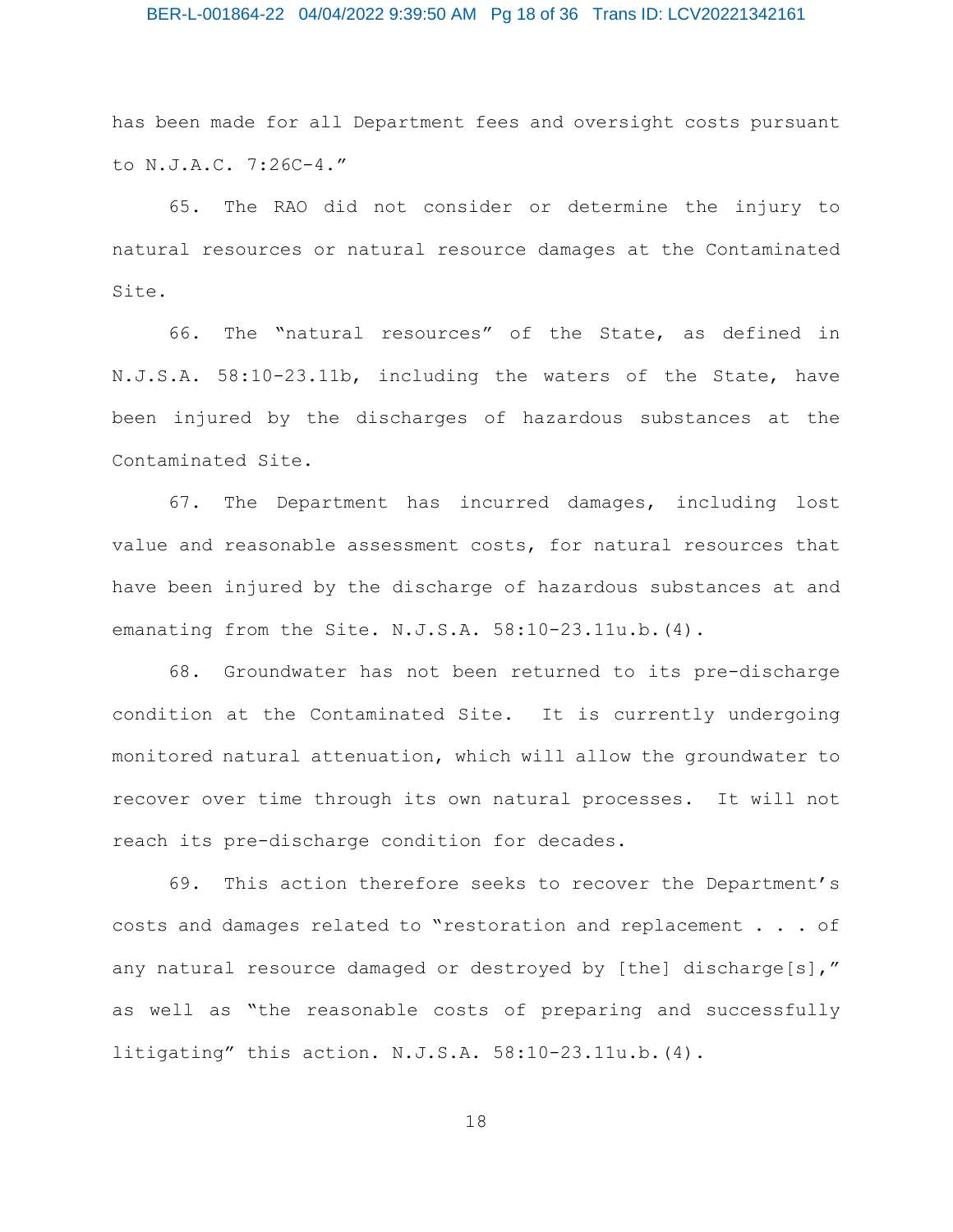has been made for all Department fees and oversight costs pursuant to N.J.A.C. 7:26C-4."

65. The RAO did not consider or determine the injury to natural resources or natural resource damages at the Contaminated Site.

66. The "natural resources" of the State, as defined in N.J.S.A. 58:10-23.11b, including the waters of the State, have been injured by the discharges of hazardous substances at the Contaminated Site.

67. The Department has incurred damages, including lost value and reasonable assessment costs, for natural resources that have been injured by the discharge of hazardous substances at and emanating from the Site. N.J.S.A. 58:10-23.11u.b.(4).

68. Groundwater has not been returned to its pre-discharge condition at the Contaminated Site. It is currently undergoing monitored natural attenuation, which will allow the groundwater to recover over time through its own natural processes. It will not reach its pre-discharge condition for decades.

69. This action therefore seeks to recover the Department's costs and damages related to "restoration and replacement . . . of any natural resource damaged or destroyed by [the] discharge[s]," as well as "the reasonable costs of preparing and successfully litigating" this action. N.J.S.A. 58:10-23.11u.b.(4).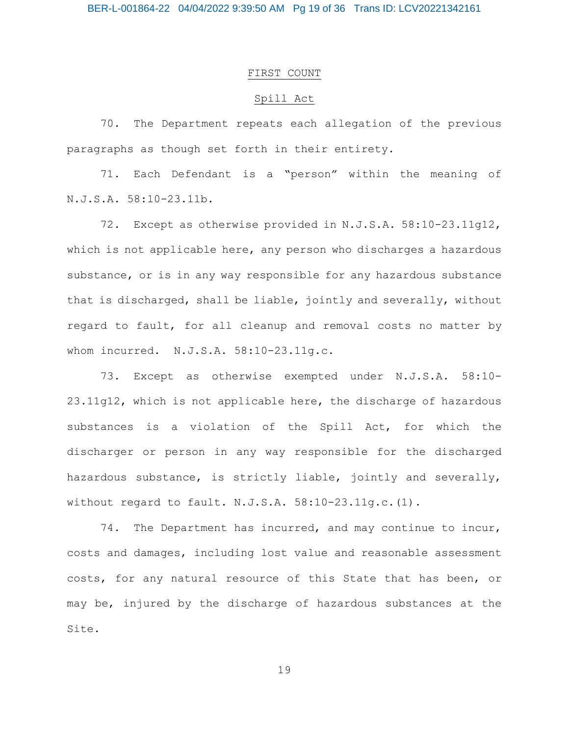## FIRST COUNT

### Spill Act

70. The Department repeats each allegation of the previous paragraphs as though set forth in their entirety.

71. Each Defendant is a "person" within the meaning of N.J.S.A. 58:10-23.11b.

72. Except as otherwise provided in N.J.S.A. 58:10-23.11g12, which is not applicable here, any person who discharges a hazardous substance, or is in any way responsible for any hazardous substance that is discharged, shall be liable, jointly and severally, without regard to fault, for all cleanup and removal costs no matter by whom incurred. N.J.S.A. 58:10-23.11g.c.

73. Except as otherwise exempted under N.J.S.A. 58:10-23.11g12, which is not applicable here, the discharge of hazardous substances is a violation of the Spill Act, for which the discharger or person in any way responsible for the discharged hazardous substance, is strictly liable, jointly and severally, without regard to fault. N.J.S.A. 58:10-23.11g.c.(1).

74. The Department has incurred, and may continue to incur, costs and damages, including lost value and reasonable assessment costs, for any natural resource of this State that has been, or may be, injured by the discharge of hazardous substances at the Site.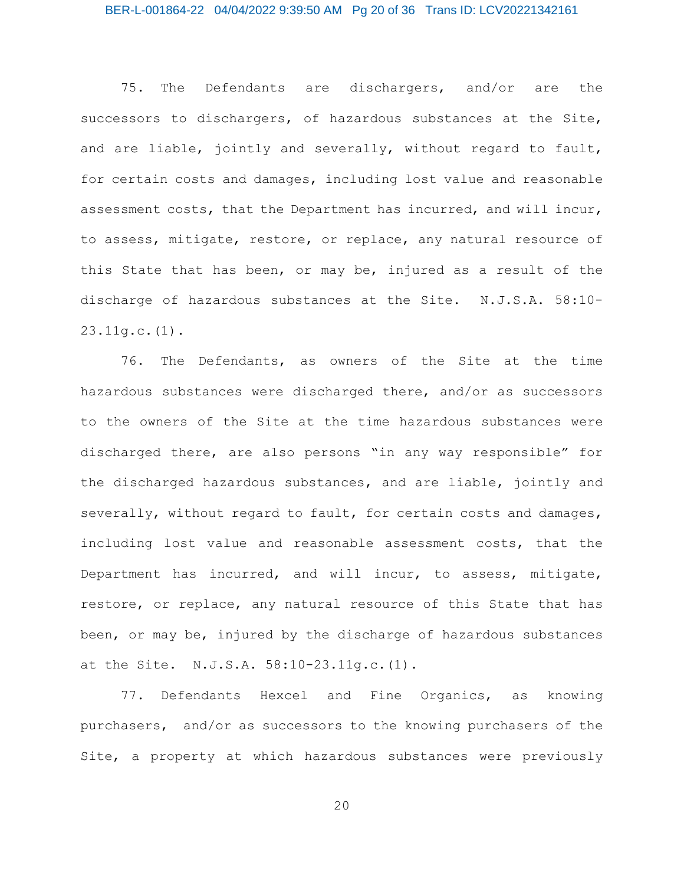75. The Defendants are dischargers, and/or are the successors to dischargers, of hazardous substances at the Site, and are liable, jointly and severally, without regard to fault, for certain costs and damages, including lost value and reasonable assessment costs, that the Department has incurred, and will incur, to assess, mitigate, restore, or replace, any natural resource of this State that has been, or may be, injured as a result of the discharge of hazardous substances at the Site. N.J.S.A. 58:10-23.11g.c.(1).

76. The Defendants, as owners of the Site at the time hazardous substances were discharged there, and/or as successors to the owners of the Site at the time hazardous substances were discharged there, are also persons "in any way responsible" for the discharged hazardous substances, and are liable, jointly and severally, without regard to fault, for certain costs and damages, including lost value and reasonable assessment costs, that the Department has incurred, and will incur, to assess, mitigate, restore, or replace, any natural resource of this State that has been, or may be, injured by the discharge of hazardous substances at the Site. N.J.S.A. 58:10-23.11g.c.(1).

77. Defendants Hexcel and Fine Organics, as knowing purchasers, and/or as successors to the knowing purchasers of the Site, a property at which hazardous substances were previously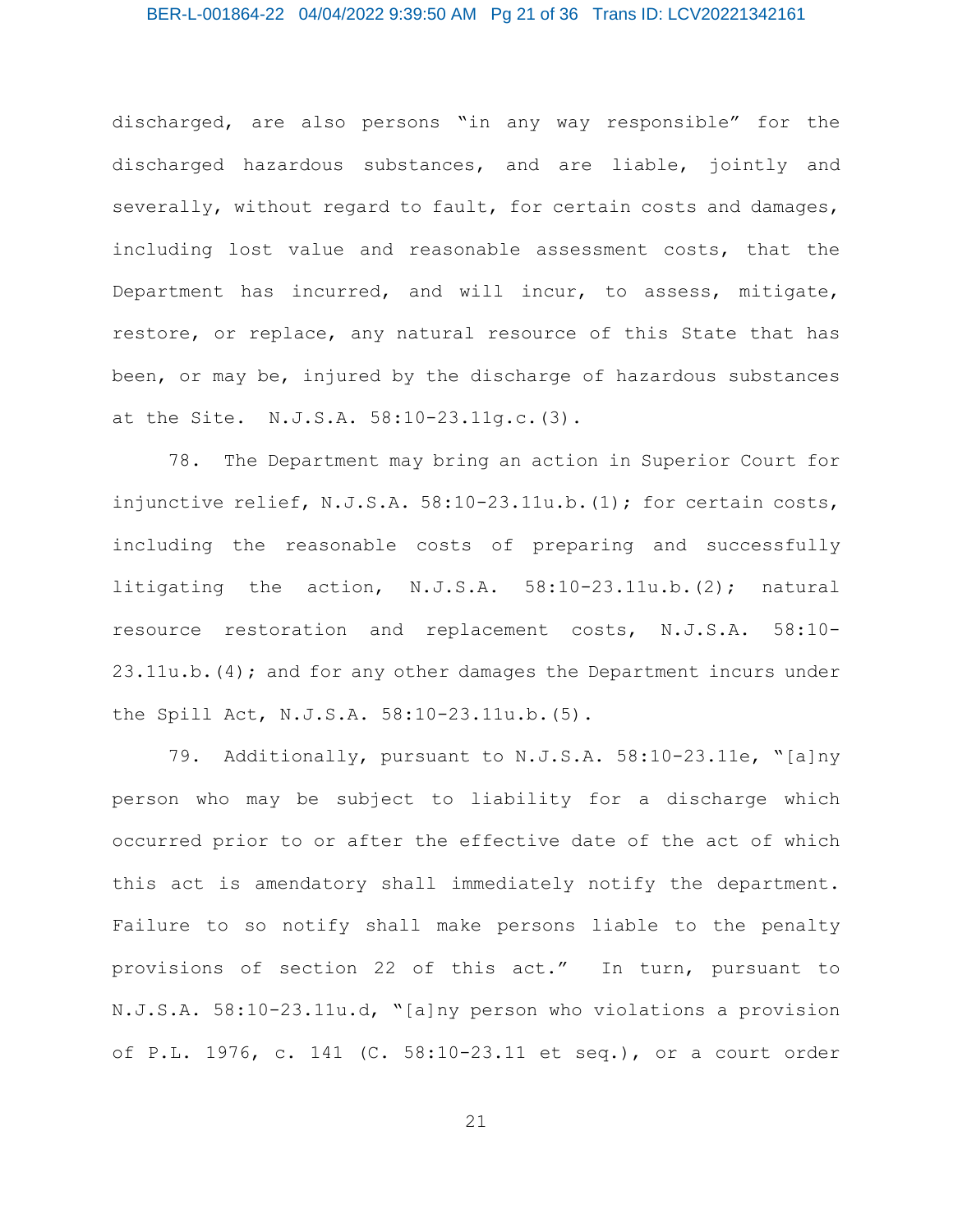discharged, are also persons "in any way responsible" for the discharged hazardous substances, and are liable, jointly and severally, without regard to fault, for certain costs and damages, including lost value and reasonable assessment costs, that the Department has incurred, and will incur, to assess, mitigate, restore, or replace, any natural resource of this State that has been, or may be, injured by the discharge of hazardous substances at the Site. N.J.S.A. 58:10-23.11g.c.(3).

78. The Department may bring an action in Superior Court for injunctive relief, N.J.S.A. 58:10-23.11u.b.(1); for certain costs, including the reasonable costs of preparing and successfully litigating the action, N.J.S.A. 58:10-23.11u.b.(2); natural resource restoration and replacement costs, N.J.S.A. 58:10-23.11u.b.(4); and for any other damages the Department incurs under the Spill Act, N.J.S.A. 58:10-23.11u.b.(5).

79. Additionally, pursuant to N.J.S.A. 58:10-23.11e, "[a]ny person who may be subject to liability for a discharge which occurred prior to or after the effective date of the act of which this act is amendatory shall immediately notify the department. Failure to so notify shall make persons liable to the penalty provisions of section 22 of this act." In turn, pursuant to N.J.S.A. 58:10-23.11u.d, "[a]ny person who violations a provision of P.L. 1976, c. 141 (C. 58:10-23.11 et seq.), or a court order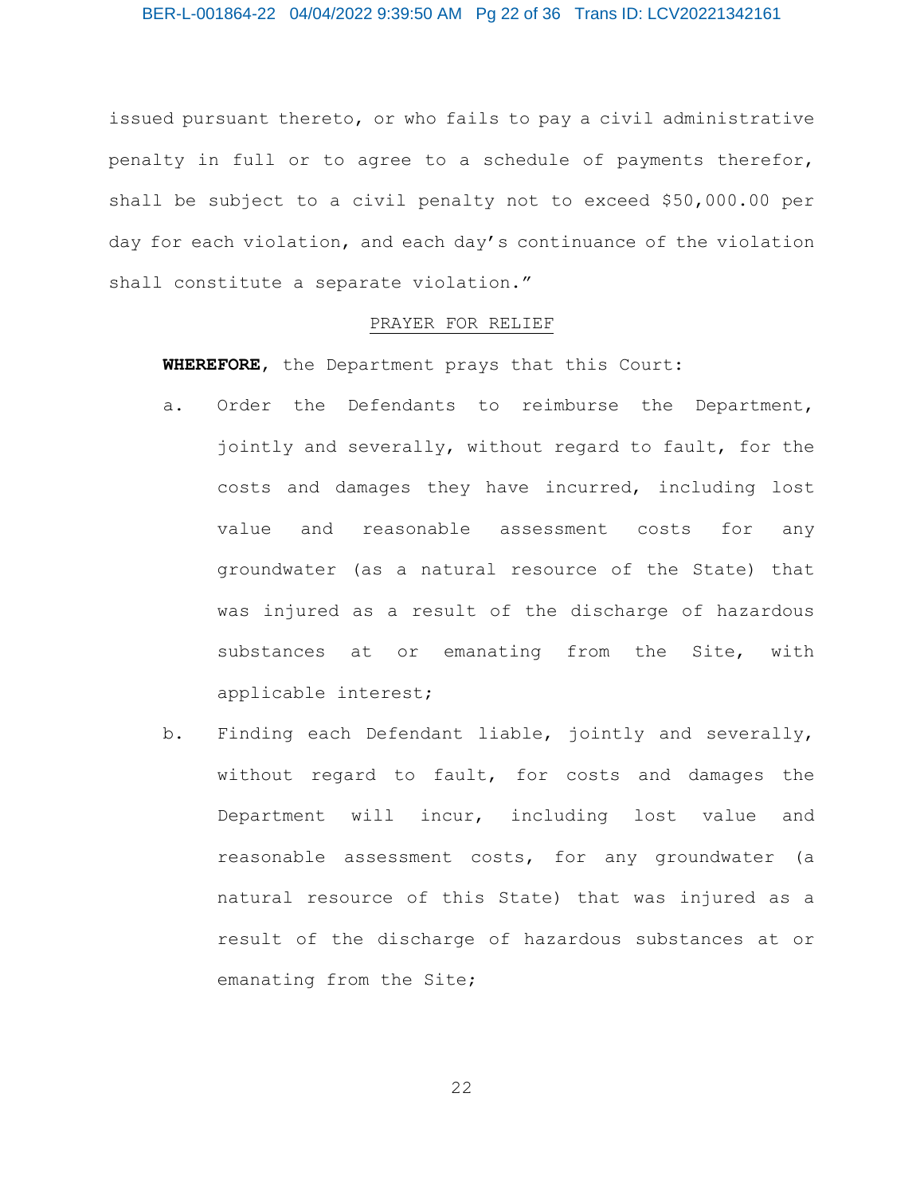issued pursuant thereto, or who fails to pay a civil administrative penalty in full or to agree to a schedule of payments therefor, shall be subject to a civil penalty not to exceed $50,000.00 per day for each violation, and each day's continuance of the violation shall constitute a separate violation."

PRAYER FOR RELIEF

**WHEREFORE**, the Department prays that this Court:

a. Order the Defendants to reimburse the Department, jointly and severally, without regard to fault, for the costs and damages they have incurred, including lost value and reasonable assessment costs for any groundwater (as a natural resource of the State) that was injured as a result of the discharge of hazardous substances at or emanating from the Site, with applicable interest;

b. Finding each Defendant liable, jointly and severally, without regard to fault, for costs and damages the Department will incur, including lost value and reasonable assessment costs, for any groundwater (a natural resource of this State) that was injured as a result of the discharge of hazardous substances at or emanating from the Site;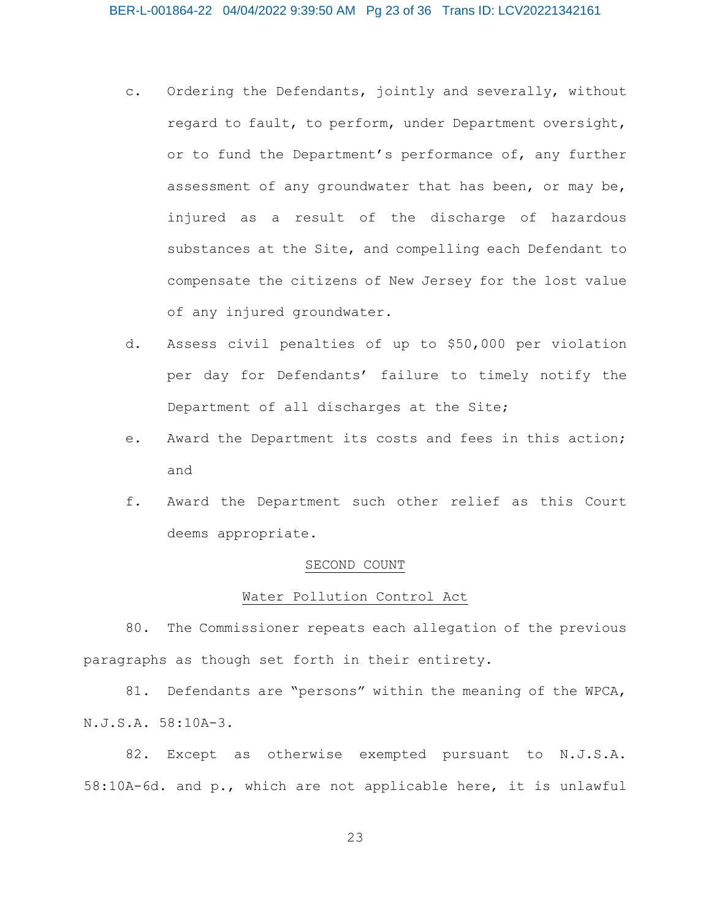c. Ordering the Defendants, jointly and severally, without regard to fault, to perform, under Department oversight, or to fund the Department's performance of, any further assessment of any groundwater that has been, or may be, injured as a result of the discharge of hazardous substances at the Site, and compelling each Defendant to compensate the citizens of New Jersey for the lost value of any injured groundwater.

d. Assess civil penalties of up to $50,000 per violation per day for Defendants' failure to timely notify the Department of all discharges at the Site;

e. Award the Department its costs and fees in this action; and

f. Award the Department such other relief as this Court deems appropriate.

## SECOND COUNT

## Water Pollution Control Act

80. The Commissioner repeats each allegation of the previous paragraphs as though set forth in their entirety.

81. Defendants are "persons" within the meaning of the WPCA, N.J.S.A. 58:10A-3.

82. Except as otherwise exempted pursuant to N.J.S.A. 58:10A-6d. and p., which are not applicable here, it is unlawful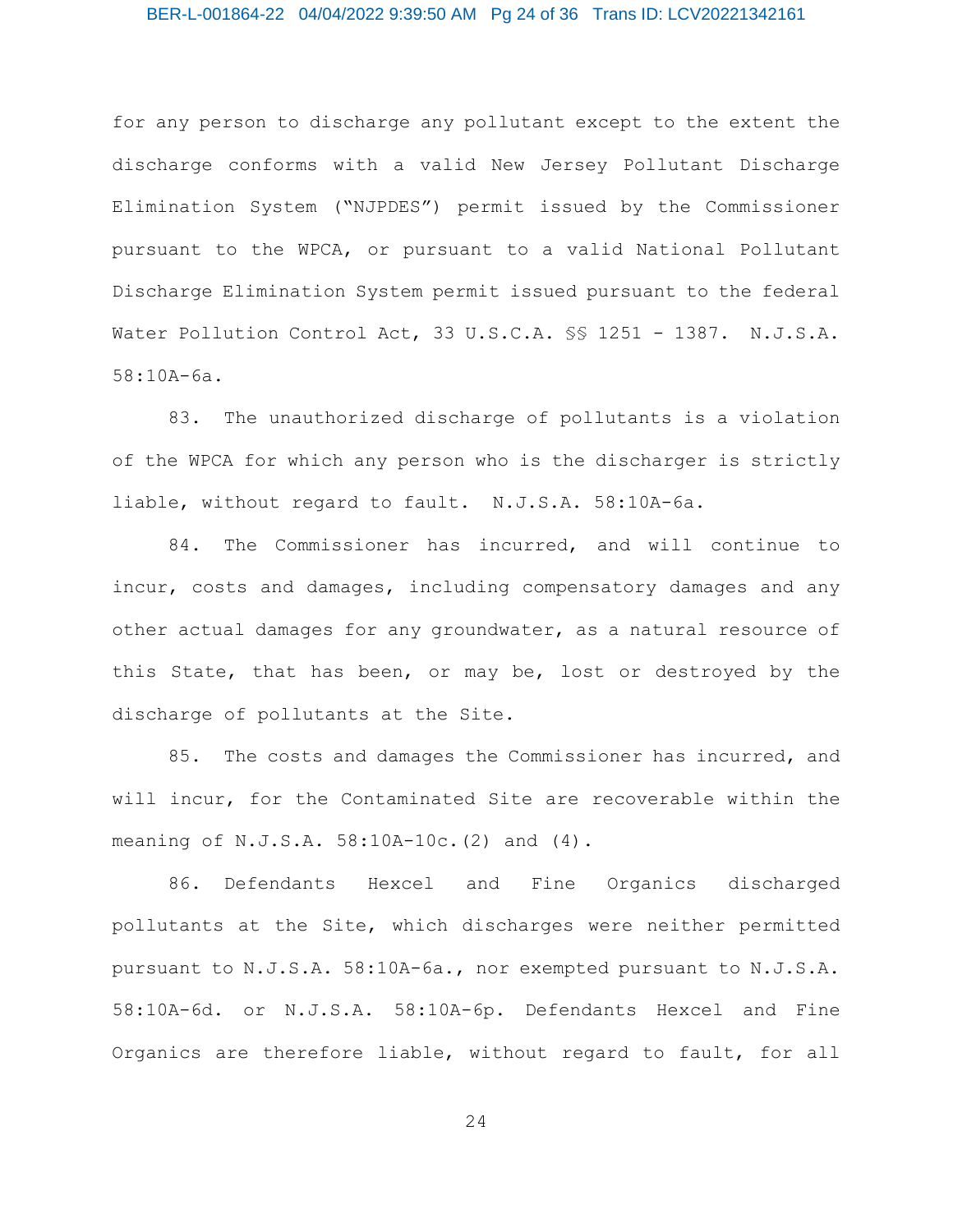for any person to discharge any pollutant except to the extent the discharge conforms with a valid New Jersey Pollutant Discharge Elimination System ("NJPDES") permit issued by the Commissioner pursuant to the WPCA, or pursuant to a valid National Pollutant Discharge Elimination System permit issued pursuant to the federal Water Pollution Control Act, 33 U.S.C.A. §§ 1251 - 1387. N.J.S.A. 58:10A-6a.

83. The unauthorized discharge of pollutants is a violation of the WPCA for which any person who is the discharger is strictly liable, without regard to fault. N.J.S.A. 58:10A-6a.

84. The Commissioner has incurred, and will continue to incur, costs and damages, including compensatory damages and any other actual damages for any groundwater, as a natural resource of this State, that has been, or may be, lost or destroyed by the discharge of pollutants at the Site.

85. The costs and damages the Commissioner has incurred, and will incur, for the Contaminated Site are recoverable within the meaning of N.J.S.A. 58:10A-10c.(2) and (4).

86. Defendants Hexcel and Fine Organics discharged pollutants at the Site, which discharges were neither permitted pursuant to N.J.S.A. 58:10A-6a., nor exempted pursuant to N.J.S.A. 58:10A-6d. or N.J.S.A. 58:10A-6p. Defendants Hexcel and Fine Organics are therefore liable, without regard to fault, for all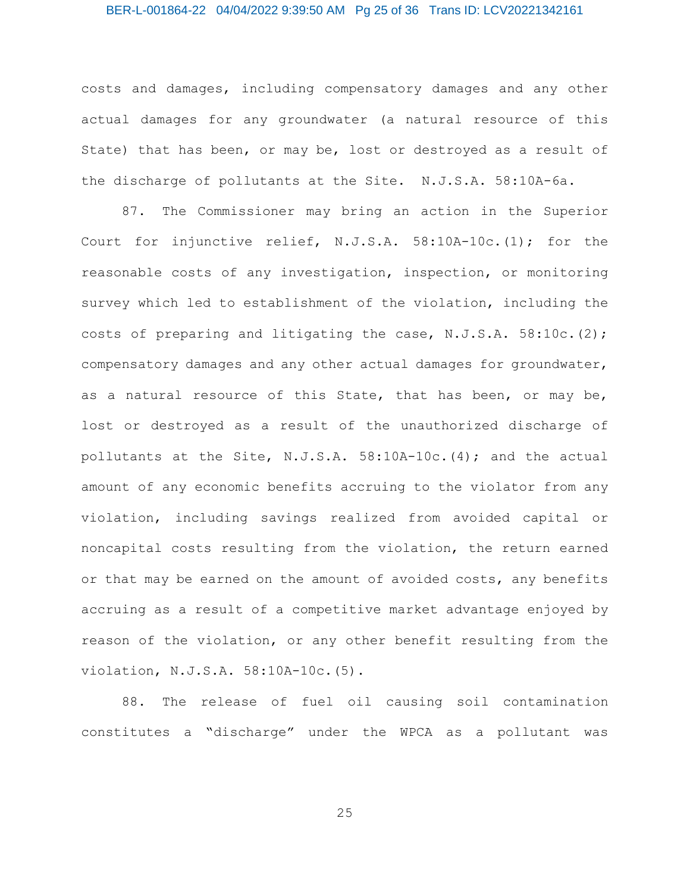costs and damages, including compensatory damages and any other actual damages for any groundwater (a natural resource of this State) that has been, or may be, lost or destroyed as a result of the discharge of pollutants at the Site. N.J.S.A. 58:10A-6a.

87. The Commissioner may bring an action in the Superior Court for injunctive relief, N.J.S.A. 58:10A-10c.(1); for the reasonable costs of any investigation, inspection, or monitoring survey which led to establishment of the violation, including the costs of preparing and litigating the case, N.J.S.A. 58:10c.(2); compensatory damages and any other actual damages for groundwater, as a natural resource of this State, that has been, or may be, lost or destroyed as a result of the unauthorized discharge of pollutants at the Site, N.J.S.A. 58:10A-10c.(4); and the actual amount of any economic benefits accruing to the violator from any violation, including savings realized from avoided capital or noncapital costs resulting from the violation, the return earned or that may be earned on the amount of avoided costs, any benefits accruing as a result of a competitive market advantage enjoyed by reason of the violation, or any other benefit resulting from the violation, N.J.S.A. 58:10A-10c.(5).

88. The release of fuel oil causing soil contamination constitutes a "discharge" under the WPCA as a pollutant was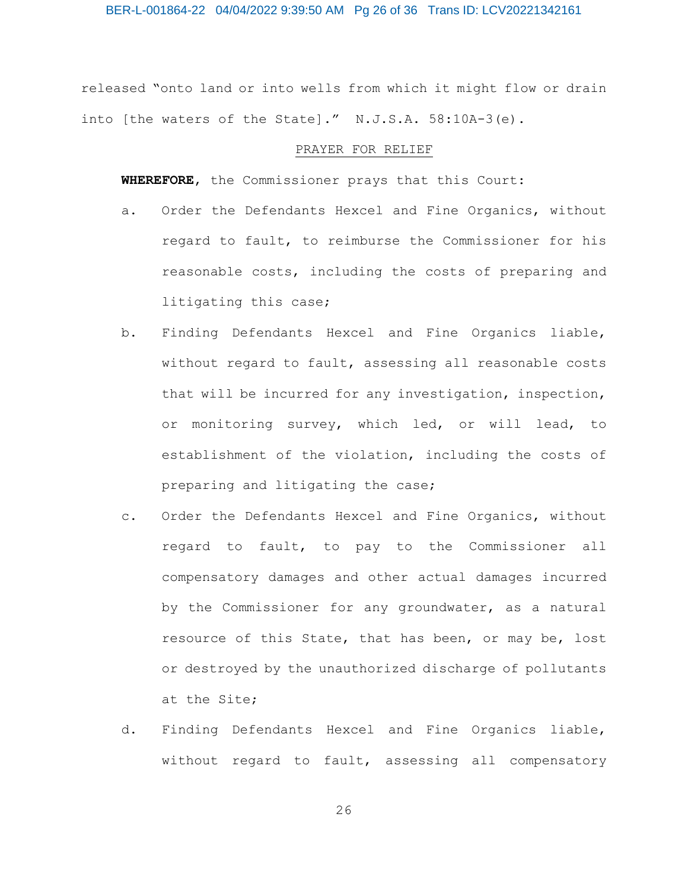released "onto land or into wells from which it might flow or drain into [the waters of the State]." N.J.S.A. 58:10A-3(e).

## PRAYER FOR RELIEF

**WHEREFORE**, the Commissioner prays that this Court:

a. Order the Defendants Hexcel and Fine Organics, without regard to fault, to reimburse the Commissioner for his reasonable costs, including the costs of preparing and litigating this case;

b. Finding Defendants Hexcel and Fine Organics liable, without regard to fault, assessing all reasonable costs that will be incurred for any investigation, inspection, or monitoring survey, which led, or will lead, to establishment of the violation, including the costs of preparing and litigating the case;

c. Order the Defendants Hexcel and Fine Organics, without regard to fault, to pay to the Commissioner all compensatory damages and other actual damages incurred by the Commissioner for any groundwater, as a natural resource of this State, that has been, or may be, lost or destroyed by the unauthorized discharge of pollutants at the Site;

d. Finding Defendants Hexcel and Fine Organics liable, without regard to fault, assessing all compensatory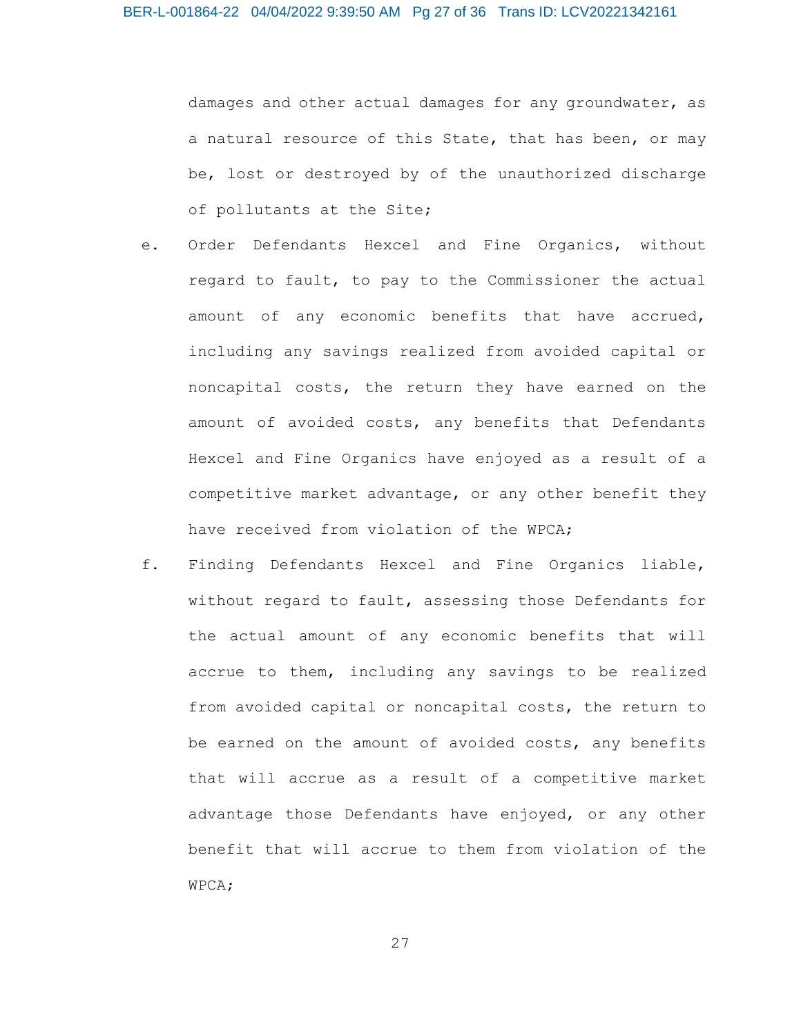damages and other actual damages for any groundwater, as a natural resource of this State, that has been, or may be, lost or destroyed by of the unauthorized discharge of pollutants at the Site;

e. Order Defendants Hexcel and Fine Organics, without regard to fault, to pay to the Commissioner the actual amount of any economic benefits that have accrued, including any savings realized from avoided capital or noncapital costs, the return they have earned on the amount of avoided costs, any benefits that Defendants Hexcel and Fine Organics have enjoyed as a result of a competitive market advantage, or any other benefit they have received from violation of the WPCA;

f. Finding Defendants Hexcel and Fine Organics liable, without regard to fault, assessing those Defendants for the actual amount of any economic benefits that will accrue to them, including any savings to be realized from avoided capital or noncapital costs, the return to be earned on the amount of avoided costs, any benefits that will accrue as a result of a competitive market advantage those Defendants have enjoyed, or any other benefit that will accrue to them from violation of the WPCA;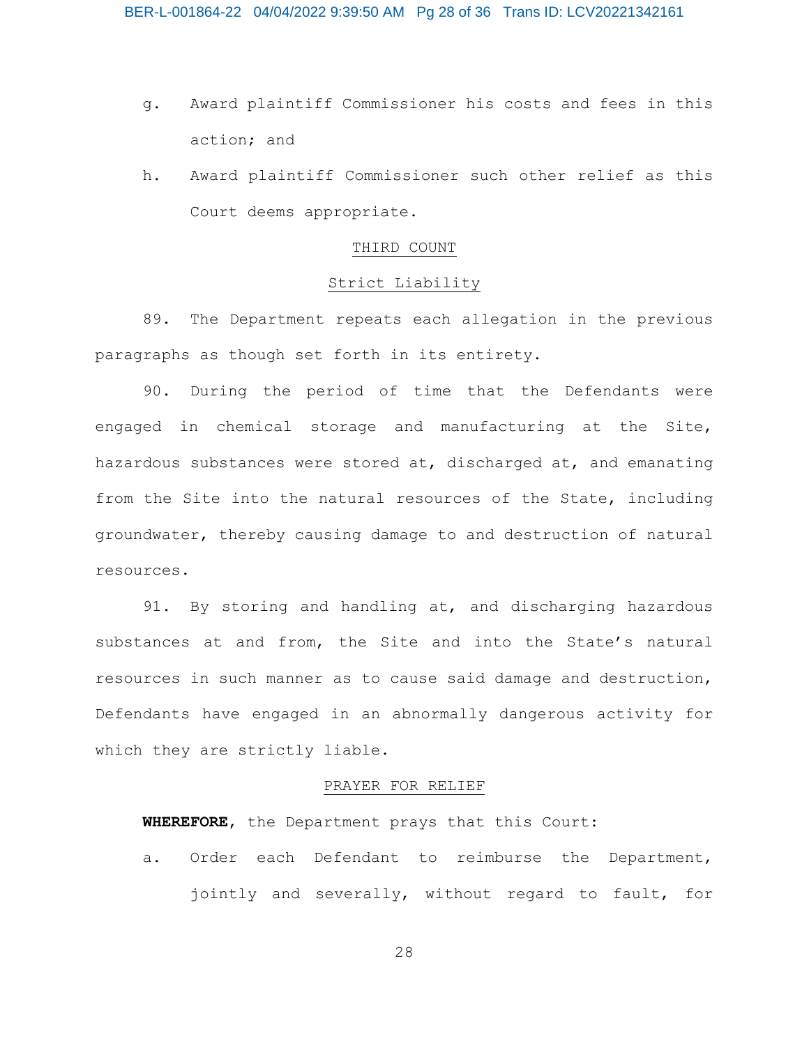g. Award plaintiff Commissioner his costs and fees in this action; and

h. Award plaintiff Commissioner such other relief as this Court deems appropriate.

## THIRD COUNT

## Strict Liability

89. The Department repeats each allegation in the previous paragraphs as though set forth in its entirety.

90. During the period of time that the Defendants were engaged in chemical storage and manufacturing at the Site, hazardous substances were stored at, discharged at, and emanating from the Site into the natural resources of the State, including groundwater, thereby causing damage to and destruction of natural resources.

91. By storing and handling at, and discharging hazardous substances at and from, the Site and into the State's natural resources in such manner as to cause said damage and destruction, Defendants have engaged in an abnormally dangerous activity for which they are strictly liable.

## PRAYER FOR RELIEF

**WHEREFORE**, the Department prays that this Court:

a. Order each Defendant to reimburse the Department, jointly and severally, without regard to fault, for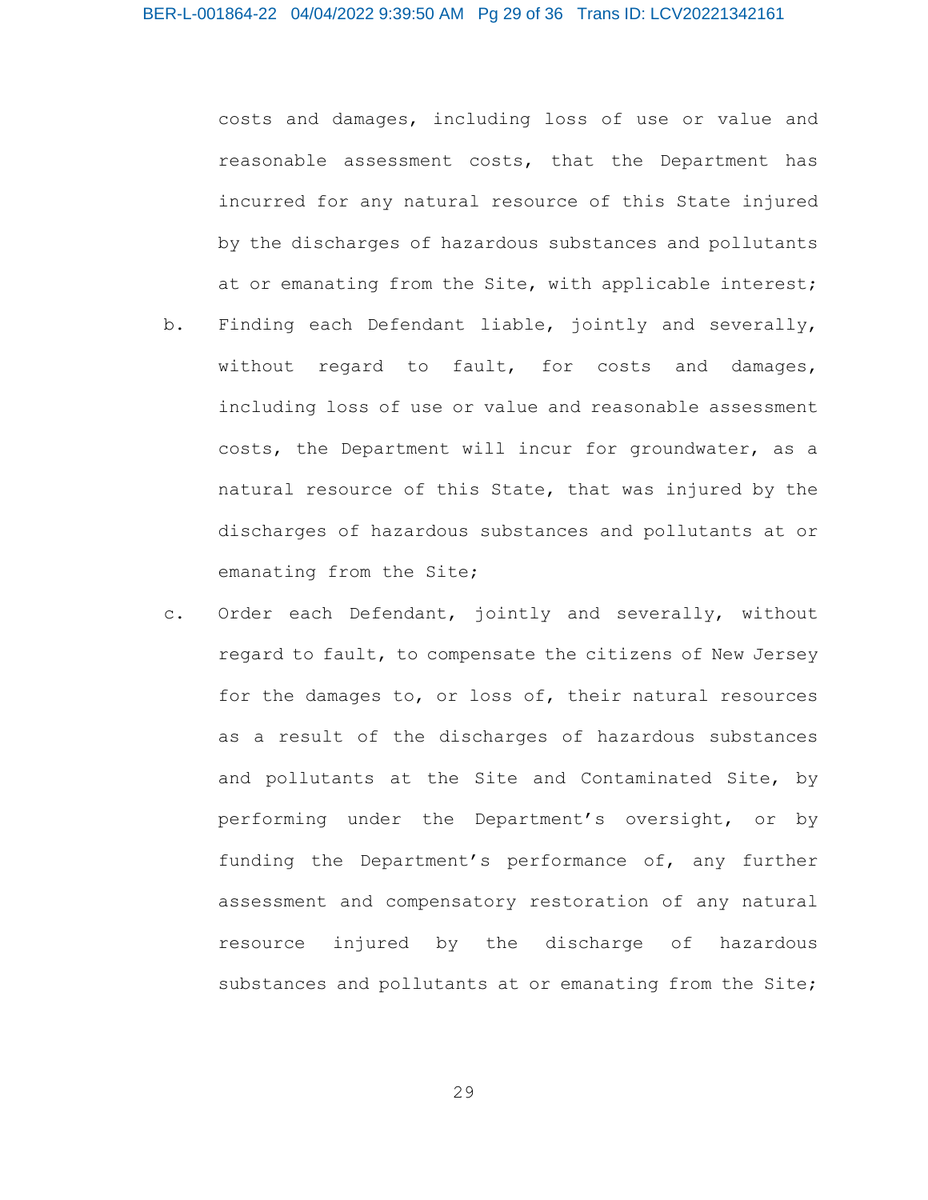costs and damages, including loss of use or value and reasonable assessment costs, that the Department has incurred for any natural resource of this State injured by the discharges of hazardous substances and pollutants at or emanating from the Site, with applicable interest;

b. Finding each Defendant liable, jointly and severally, without regard to fault, for costs and damages, including loss of use or value and reasonable assessment costs, the Department will incur for groundwater, as a natural resource of this State, that was injured by the discharges of hazardous substances and pollutants at or emanating from the Site;

c. Order each Defendant, jointly and severally, without regard to fault, to compensate the citizens of New Jersey for the damages to, or loss of, their natural resources as a result of the discharges of hazardous substances and pollutants at the Site and Contaminated Site, by performing under the Department's oversight, or by funding the Department's performance of, any further assessment and compensatory restoration of any natural resource injured by the discharge of hazardous substances and pollutants at or emanating from the Site;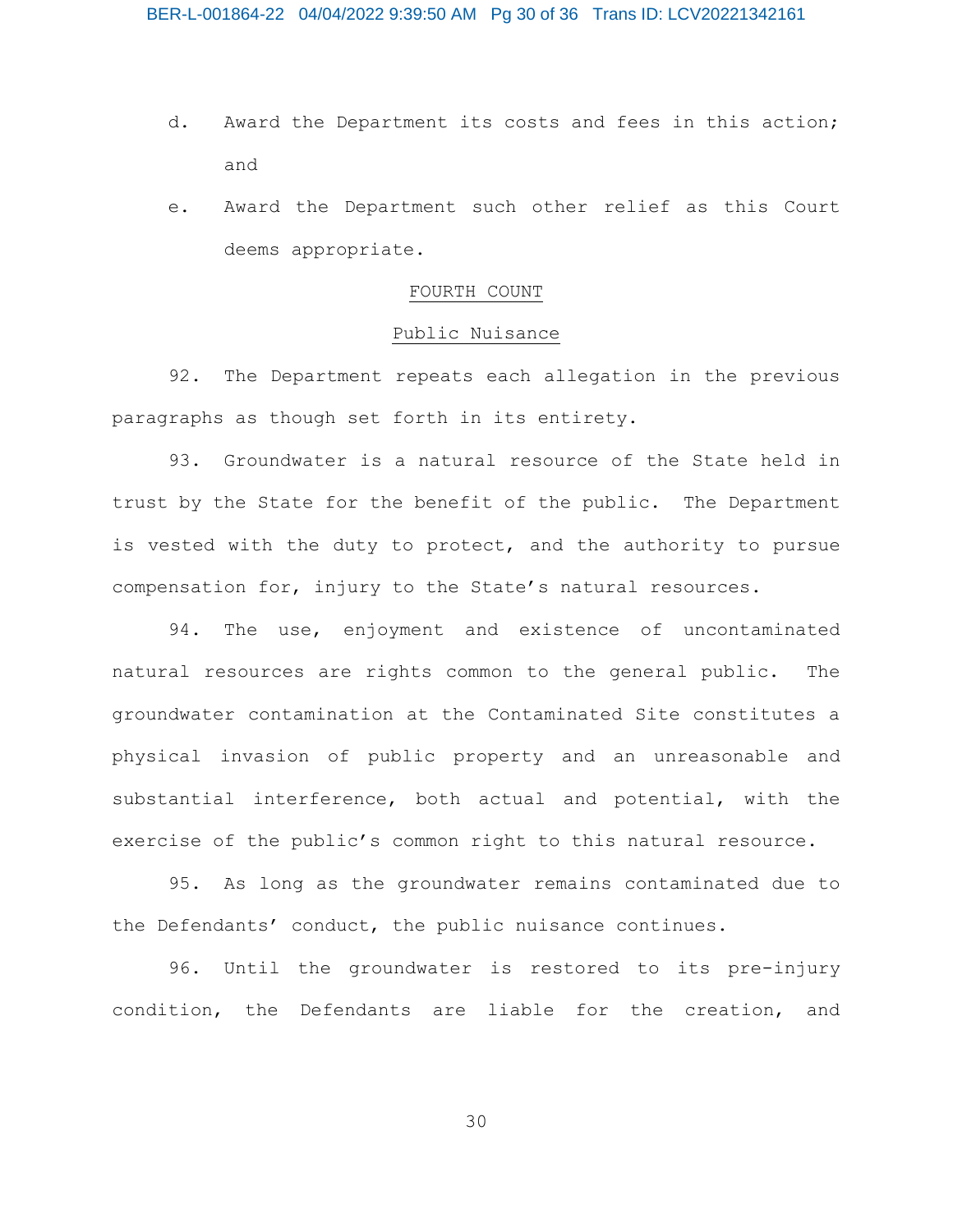d. Award the Department its costs and fees in this action; and

e. Award the Department such other relief as this Court deems appropriate.

## FOURTH COUNT

## Public Nuisance

92. The Department repeats each allegation in the previous paragraphs as though set forth in its entirety.

93. Groundwater is a natural resource of the State held in trust by the State for the benefit of the public. The Department is vested with the duty to protect, and the authority to pursue compensation for, injury to the State's natural resources.

94. The use, enjoyment and existence of uncontaminated natural resources are rights common to the general public. The groundwater contamination at the Contaminated Site constitutes a physical invasion of public property and an unreasonable and substantial interference, both actual and potential, with the exercise of the public's common right to this natural resource.

95. As long as the groundwater remains contaminated due to the Defendants' conduct, the public nuisance continues.

96. Until the groundwater is restored to its pre-injury condition, the Defendants are liable for the creation, and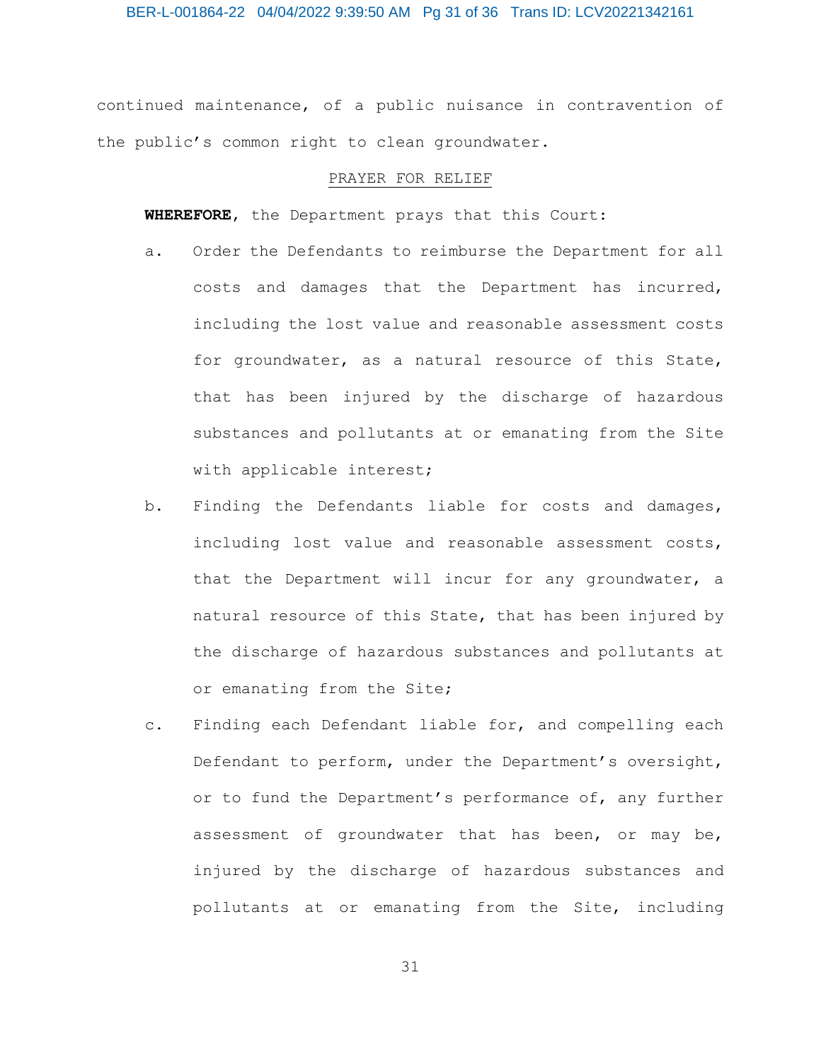continued maintenance, of a public nuisance in contravention of the public's common right to clean groundwater.

PRAYER FOR RELIEF

**WHEREFORE**, the Department prays that this Court:

a. Order the Defendants to reimburse the Department for all costs and damages that the Department has incurred, including the lost value and reasonable assessment costs for groundwater, as a natural resource of this State, that has been injured by the discharge of hazardous substances and pollutants at or emanating from the Site with applicable interest;

b. Finding the Defendants liable for costs and damages, including lost value and reasonable assessment costs, that the Department will incur for any groundwater, a natural resource of this State, that has been injured by the discharge of hazardous substances and pollutants at or emanating from the Site;

c. Finding each Defendant liable for, and compelling each Defendant to perform, under the Department's oversight, or to fund the Department's performance of, any further assessment of groundwater that has been, or may be, injured by the discharge of hazardous substances and pollutants at or emanating from the Site, including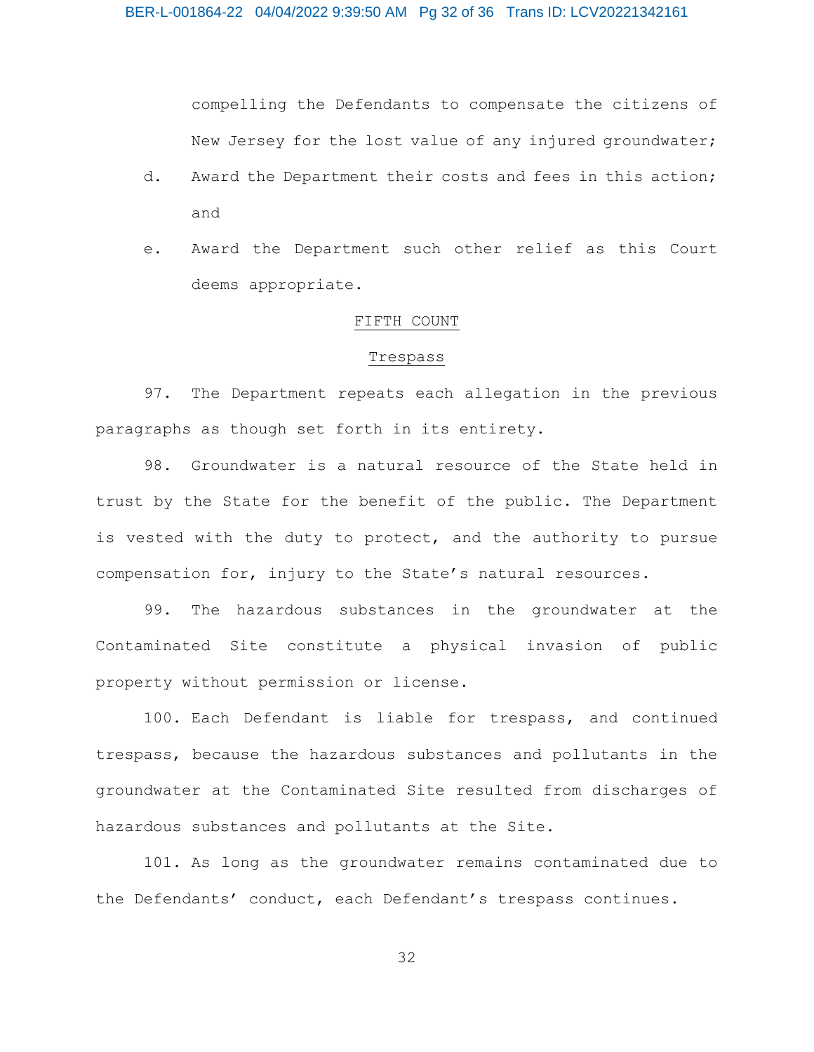compelling the Defendants to compensate the citizens of New Jersey for the lost value of any injured groundwater;

d. Award the Department their costs and fees in this action; and

e. Award the Department such other relief as this Court deems appropriate.

<u>FIFTH COUNT</u>

<u>Trespass</u>

97. The Department repeats each allegation in the previous paragraphs as though set forth in its entirety.

98. Groundwater is a natural resource of the State held in trust by the State for the benefit of the public. The Department is vested with the duty to protect, and the authority to pursue compensation for, injury to the State's natural resources.

99. The hazardous substances in the groundwater at the Contaminated Site constitute a physical invasion of public property without permission or license.

100. Each Defendant is liable for trespass, and continued trespass, because the hazardous substances and pollutants in the groundwater at the Contaminated Site resulted from discharges of hazardous substances and pollutants at the Site.

101. As long as the groundwater remains contaminated due to the Defendants' conduct, each Defendant's trespass continues.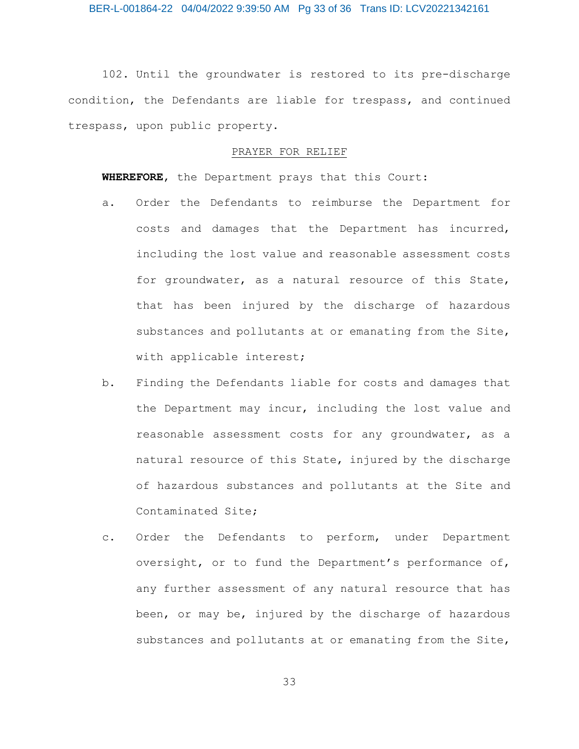102. Until the groundwater is restored to its pre-discharge condition, the Defendants are liable for trespass, and continued trespass, upon public property.

## PRAYER FOR RELIEF

**WHEREFORE**, the Department prays that this Court:

a. Order the Defendants to reimburse the Department for costs and damages that the Department has incurred, including the lost value and reasonable assessment costs for groundwater, as a natural resource of this State, that has been injured by the discharge of hazardous substances and pollutants at or emanating from the Site, with applicable interest;

b. Finding the Defendants liable for costs and damages that the Department may incur, including the lost value and reasonable assessment costs for any groundwater, as a natural resource of this State, injured by the discharge of hazardous substances and pollutants at the Site and Contaminated Site;

c. Order the Defendants to perform, under Department oversight, or to fund the Department's performance of, any further assessment of any natural resource that has been, or may be, injured by the discharge of hazardous substances and pollutants at or emanating from the Site,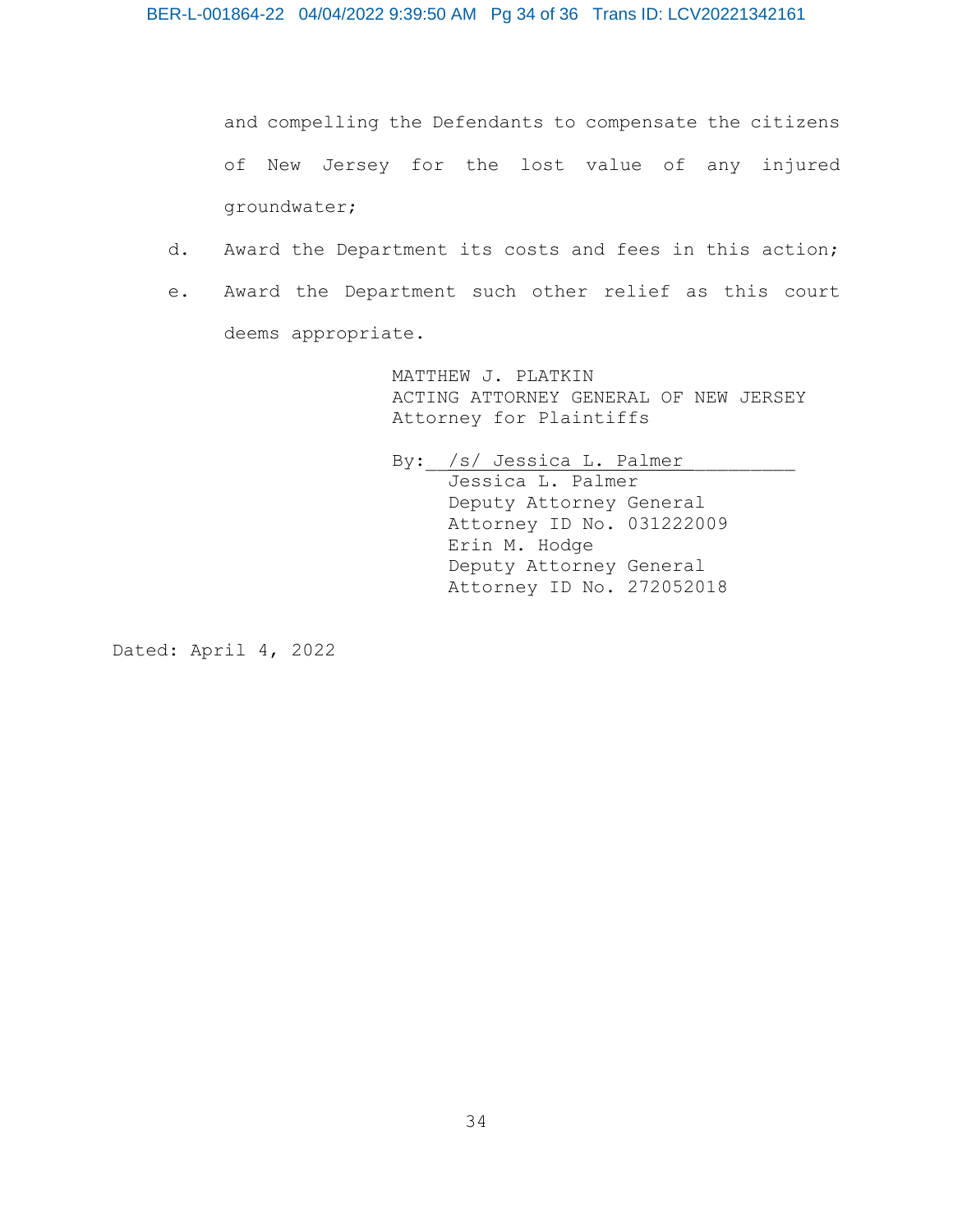and compelling the Defendants to compensate the citizens of New Jersey for the lost value of any injured groundwater;

d. Award the Department its costs and fees in this action;

e. Award the Department such other relief as this court deems appropriate.

MATTHEW J. PLATKIN
ACTING ATTORNEY GENERAL OF NEW JERSEY
Attorney for Plaintiffs

By: /s/ Jessica L. Palmer
Jessica L. Palmer
Deputy Attorney General
Attorney ID No. 031222009
Erin M. Hodge
Deputy Attorney General
Attorney ID No. 272052018

Dated: April 4, 2022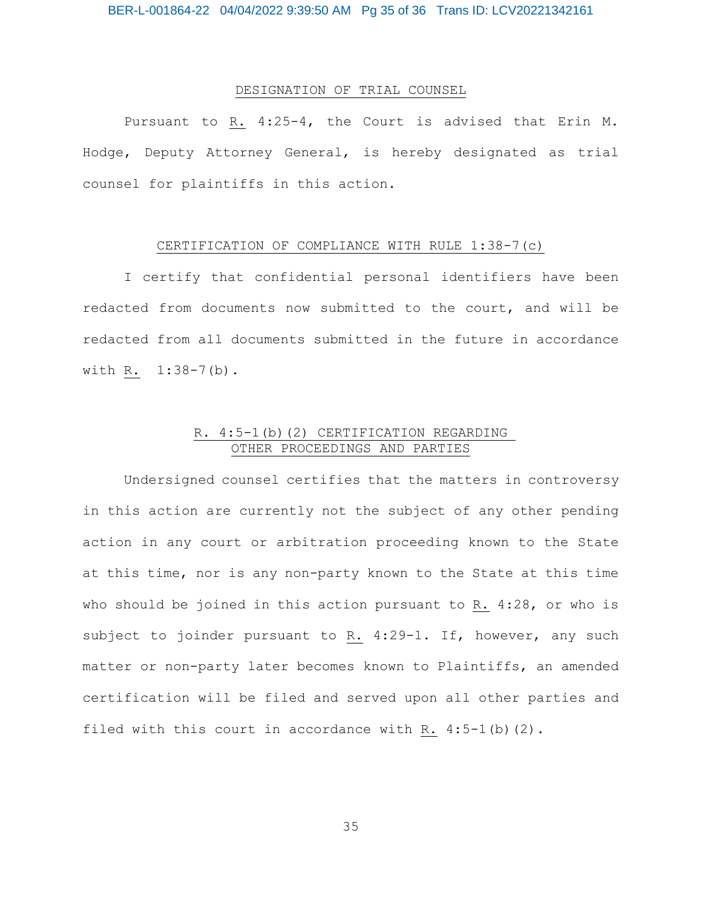## DESIGNATION OF TRIAL COUNSEL

Pursuant to R. 4:25-4, the Court is advised that Erin M. Hodge, Deputy Attorney General, is hereby designated as trial counsel for plaintiffs in this action.

## CERTIFICATION OF COMPLIANCE WITH RULE 1:38-7(c)

I certify that confidential personal identifiers have been redacted from documents now submitted to the court, and will be redacted from all documents submitted in the future in accordance with R. 1:38-7(b).

## R. 4:5-1(b)(2) CERTIFICATION REGARDING OTHER PROCEEDINGS AND PARTIES

Undersigned counsel certifies that the matters in controversy in this action are currently not the subject of any other pending action in any court or arbitration proceeding known to the State at this time, nor is any non-party known to the State at this time who should be joined in this action pursuant to R. 4:28, or who is subject to joinder pursuant to R. 4:29-1. If, however, any such matter or non-party later becomes known to Plaintiffs, an amended certification will be filed and served upon all other parties and filed with this court in accordance with R. 4:5-1(b)(2).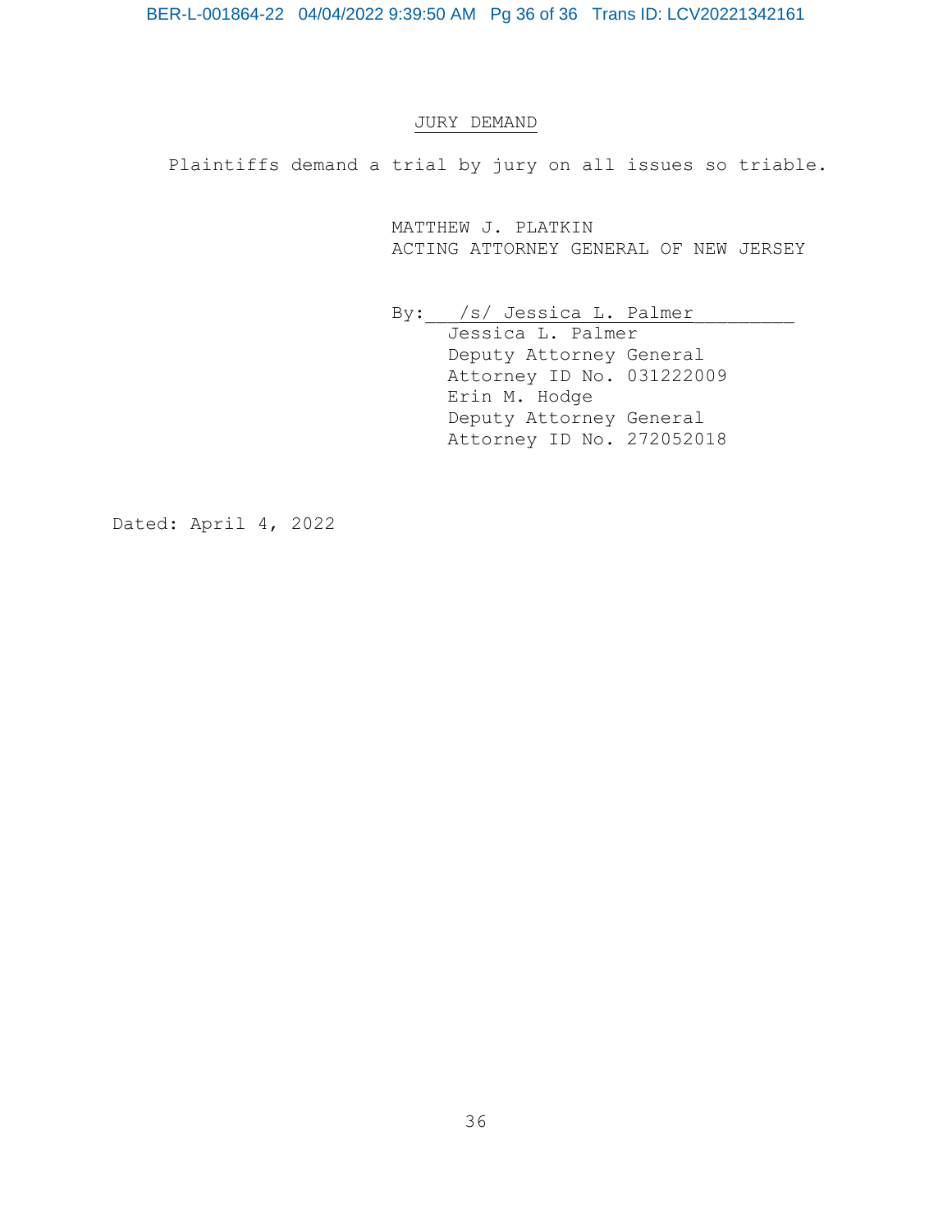## JURY DEMAND

Plaintiffs demand a trial by jury on all issues so triable.

MATTHEW J. PLATKIN
ACTING ATTORNEY GENERAL OF NEW JERSEY

By: /s/ Jessica L. Palmer
Jessica L. Palmer
Deputy Attorney General
Attorney ID No. 031222009
Erin M. Hodge
Deputy Attorney General
Attorney ID No. 272052018

Dated: April 4, 2022